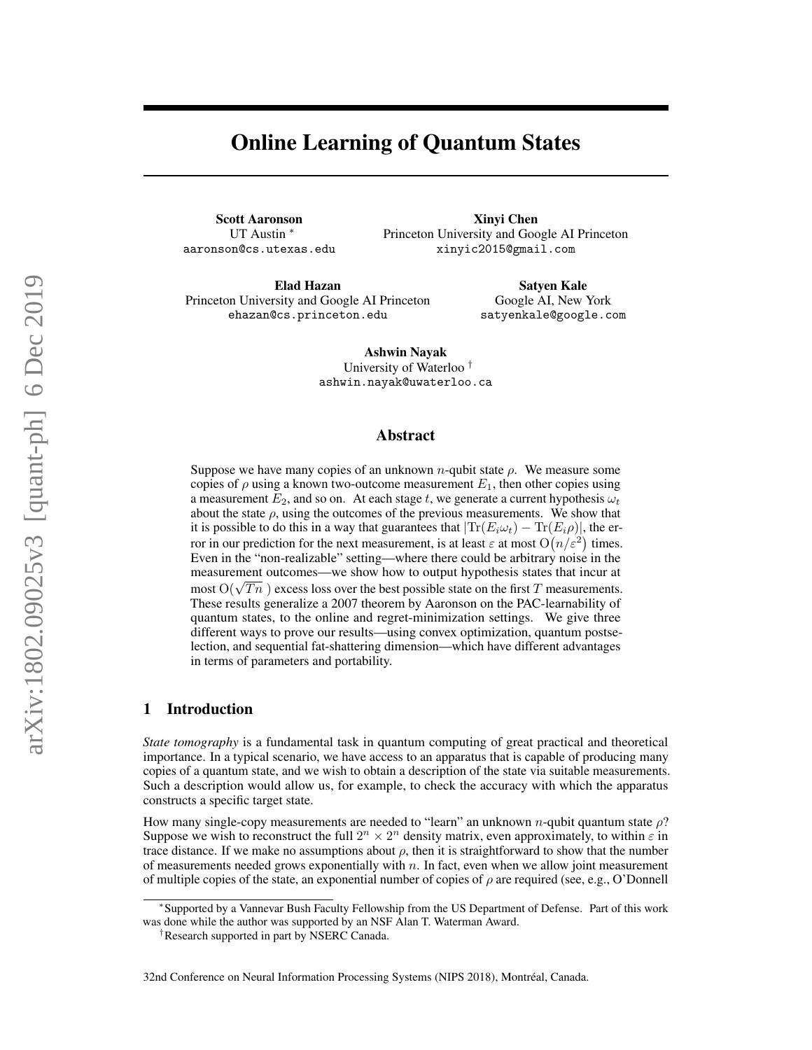# Online Learning of Quantum States

**Scott Aaronson**
UT Austin [*]
aaronson@cs.utexas.edu

**Xinyi Chen**
Princeton University and Google AI Princeton
xinyic2015@gmail.com

**Elad Hazan**
Princeton University and Google AI Princeton
ehazan@cs.princeton.edu

**Satyen Kale**
Google AI, New York
satyenkale@google.com

**Ashwin Nayak**
University of Waterloo [†]
ashwin.nayak@uwaterloo.ca

## Abstract

Suppose we have many copies of an unknown $n$-qubit state $\rho$. We measure some copies of $\rho$ using a known two-outcome measurement $E_1$, then other copies using a measurement $E_2$, and so on. At each stage $t$, we generate a current hypothesis $\omega_t$ about the state $\rho$, using the outcomes of the previous measurements. We show that it is possible to do this in a way that guarantees that $|\mathrm{Tr}(E_i\omega_t) - \mathrm{Tr}(E_i\rho)|$, the error in our prediction for the next measurement, is at least $\varepsilon$ at most $\mathrm{O}(n/\varepsilon^2)$ times. Even in the "non-realizable" setting—where there could be arbitrary noise in the measurement outcomes—we show how to output hypothesis states that incur at most $\mathrm{O}(\sqrt{Tn}\,)$ excess loss over the best possible state on the first $T$ measurements. These results generalize a 2007 theorem by Aaronson on the PAC-learnability of quantum states, to the online and regret-minimization settings. We give three different ways to prove our results—using convex optimization, quantum postselection, and sequential fat-shattering dimension—which have different advantages in terms of parameters and portability.

## 1 Introduction

*State tomography* is a fundamental task in quantum computing of great practical and theoretical importance. In a typical scenario, we have access to an apparatus that is capable of producing many copies of a quantum state, and we wish to obtain a description of the state via suitable measurements. Such a description would allow us, for example, to check the accuracy with which the apparatus constructs a specific target state.

How many single-copy measurements are needed to "learn" an unknown $n$-qubit quantum state $\rho$? Suppose we wish to reconstruct the full $2^n \times 2^n$ density matrix, even approximately, to within $\varepsilon$ in trace distance. If we make no assumptions about $\rho$, then it is straightforward to show that the number of measurements needed grows exponentially with $n$. In fact, even when we allow joint measurement of multiple copies of the state, an exponential number of copies of $\rho$ are required (see, e.g., O'Donnell

[*] Supported by a Vannevar Bush Faculty Fellowship from the US Department of Defense. Part of this work was done while the author was supported by an NSF Alan T. Waterman Award.

[†] Research supported in part by NSERC Canada.

32nd Conference on Neural Information Processing Systems (NIPS 2018), Montréal, Canada.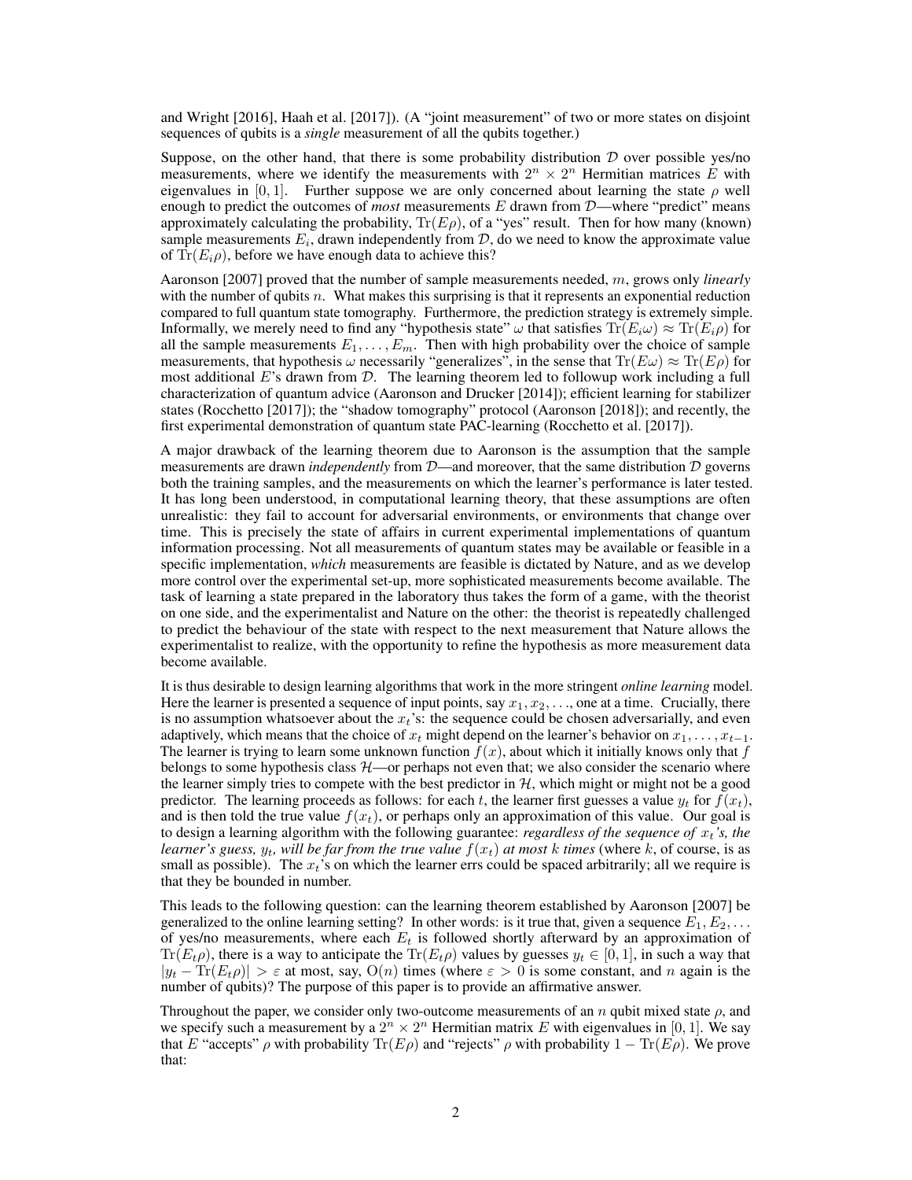and Wright [2016], Haah et al. [2017]). (A "joint measurement" of two or more states on disjoint sequences of qubits is a *single* measurement of all the qubits together.)

Suppose, on the other hand, that there is some probability distribution $\mathcal{D}$ over possible yes/no measurements, where we identify the measurements with $2^n \times 2^n$ Hermitian matrices $E$ with eigenvalues in $[0, 1]$. Further suppose we are only concerned about learning the state $\rho$ well enough to predict the outcomes of *most* measurements $E$ drawn from $\mathcal{D}$—where "predict" means approximately calculating the probability, $\mathrm{Tr}(E\rho)$, of a "yes" result. Then for how many (known) sample measurements $E_i$, drawn independently from $\mathcal{D}$, do we need to know the approximate value of $\mathrm{Tr}(E_i\rho)$, before we have enough data to achieve this?

Aaronson [2007] proved that the number of sample measurements needed, $m$, grows only *linearly* with the number of qubits $n$. What makes this surprising is that it represents an exponential reduction compared to full quantum state tomography. Furthermore, the prediction strategy is extremely simple. Informally, we merely need to find any "hypothesis state" $\omega$ that satisfies $\mathrm{Tr}(E_i\omega) \approx \mathrm{Tr}(E_i\rho)$ for all the sample measurements $E_1, \ldots, E_m$. Then with high probability over the choice of sample measurements, that hypothesis $\omega$ necessarily "generalizes", in the sense that $\mathrm{Tr}(E\omega) \approx \mathrm{Tr}(E\rho)$ for most additional $E$'s drawn from $\mathcal{D}$. The learning theorem led to followup work including a full characterization of quantum advice (Aaronson and Drucker [2014]); efficient learning for stabilizer states (Rocchetto [2017]); the "shadow tomography" protocol (Aaronson [2018]); and recently, the first experimental demonstration of quantum state PAC-learning (Rocchetto et al. [2017]).

A major drawback of the learning theorem due to Aaronson is the assumption that the sample measurements are drawn *independently* from $\mathcal{D}$—and moreover, that the same distribution $\mathcal{D}$ governs both the training samples, and the measurements on which the learner's performance is later tested. It has long been understood, in computational learning theory, that these assumptions are often unrealistic: they fail to account for adversarial environments, or environments that change over time. This is precisely the state of affairs in current experimental implementations of quantum information processing. Not all measurements of quantum states may be available or feasible in a specific implementation, *which* measurements are feasible is dictated by Nature, and as we develop more control over the experimental set-up, more sophisticated measurements become available. The task of learning a state prepared in the laboratory thus takes the form of a game, with the theorist on one side, and the experimentalist and Nature on the other: the theorist is repeatedly challenged to predict the behaviour of the state with respect to the next measurement that Nature allows the experimentalist to realize, with the opportunity to refine the hypothesis as more measurement data become available.

It is thus desirable to design learning algorithms that work in the more stringent *online learning* model. Here the learner is presented a sequence of input points, say $x_1, x_2, \ldots$, one at a time. Crucially, there is no assumption whatsoever about the $x_t$'s: the sequence could be chosen adversarially, and even adaptively, which means that the choice of $x_t$ might depend on the learner's behavior on $x_1, \ldots, x_{t-1}$. The learner is trying to learn some unknown function $f(x)$, about which it initially knows only that $f$ belongs to some hypothesis class $\mathcal{H}$—or perhaps not even that; we also consider the scenario where the learner simply tries to compete with the best predictor in $\mathcal{H}$, which might or might not be a good predictor. The learning proceeds as follows: for each $t$, the learner first guesses a value $y_t$ for $f(x_t)$, and is then told the true value $f(x_t)$, or perhaps only an approximation of this value. Our goal is to design a learning algorithm with the following guarantee: *regardless of the sequence of $x_t$'s, the learner's guess, $y_t$, will be far from the true value $f(x_t)$ at most $k$ times* (where $k$, of course, is as small as possible). The $x_t$'s on which the learner errs could be spaced arbitrarily; all we require is that they be bounded in number.

This leads to the following question: can the learning theorem established by Aaronson [2007] be generalized to the online learning setting? In other words: is it true that, given a sequence $E_1, E_2, \ldots$ of yes/no measurements, where each $E_t$ is followed shortly afterward by an approximation of $\mathrm{Tr}(E_t\rho)$, there is a way to anticipate the $\mathrm{Tr}(E_t\rho)$ values by guesses $y_t \in [0, 1]$, in such a way that $|y_t - \mathrm{Tr}(E_t\rho)| > \varepsilon$ at most, say, $\mathrm{O}(n)$ times (where $\varepsilon > 0$ is some constant, and $n$ again is the number of qubits)? The purpose of this paper is to provide an affirmative answer.

Throughout the paper, we consider only two-outcome measurements of an $n$ qubit mixed state $\rho$, and we specify such a measurement by a $2^n \times 2^n$ Hermitian matrix $E$ with eigenvalues in $[0, 1]$. We say that $E$ "accepts" $\rho$ with probability $\mathrm{Tr}(E\rho)$ and "rejects" $\rho$ with probability $1 - \mathrm{Tr}(E\rho)$. We prove that: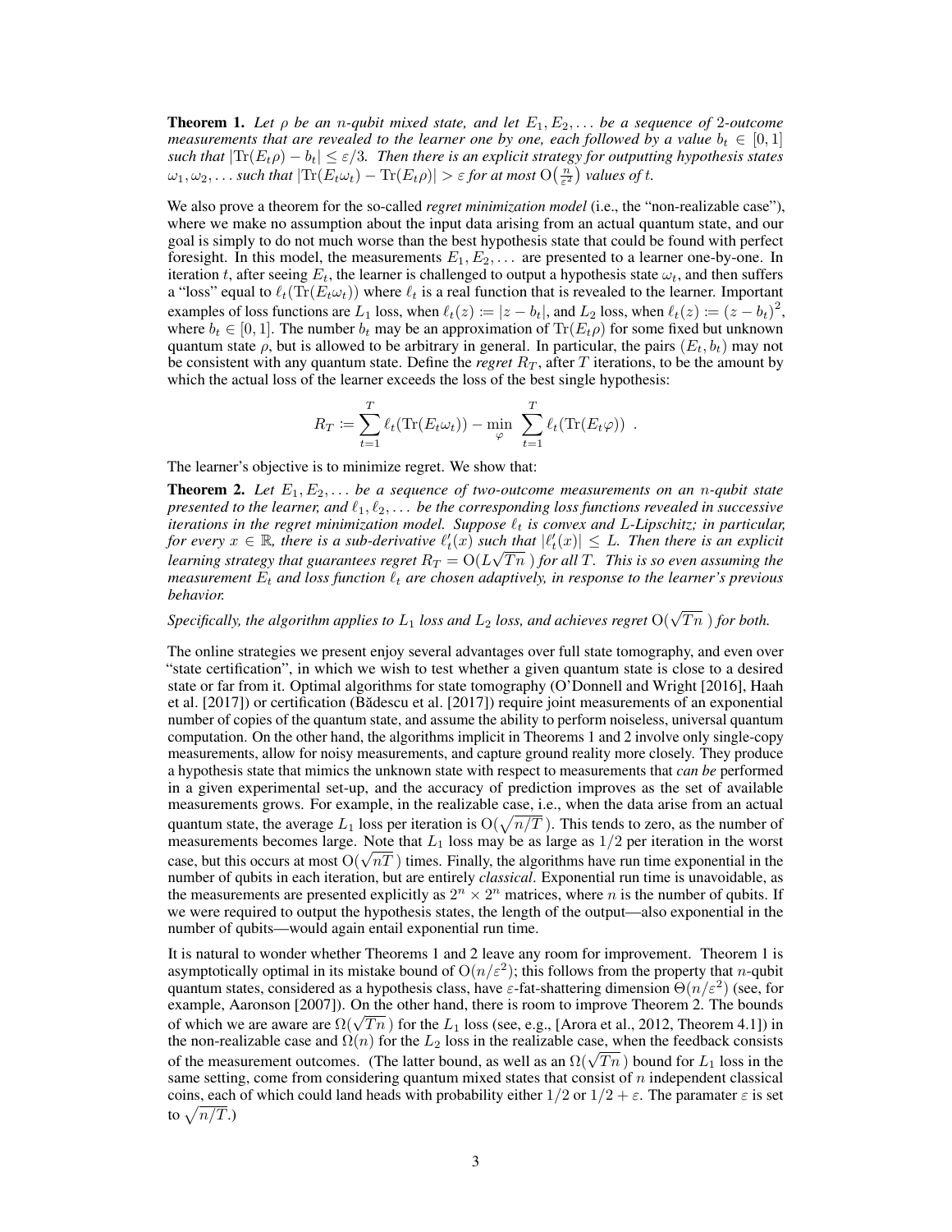**Theorem 1.** *Let $\rho$ be an $n$-qubit mixed state, and let $E_1, E_2, \dots$ be a sequence of 2-outcome measurements that are revealed to the learner one by one, each followed by a value $b_t \in [0, 1]$ such that $|\mathrm{Tr}(E_t\rho) - b_t| \leq \varepsilon/3$. Then there is an explicit strategy for outputting hypothesis states $\omega_1, \omega_2, \dots$ such that $|\mathrm{Tr}(E_t\omega_t) - \mathrm{Tr}(E_t\rho)| > \varepsilon$ for at most $\mathrm{O}\big(\frac{n}{\varepsilon^2}\big)$ values of $t$.*

We also prove a theorem for the so-called *regret minimization model* (i.e., the "non-realizable case"), where we make no assumption about the input data arising from an actual quantum state, and our goal is simply to do not much worse than the best hypothesis state that could be found with perfect foresight. In this model, the measurements $E_1, E_2, \dots$ are presented to a learner one-by-one. In iteration $t$, after seeing $E_t$, the learner is challenged to output a hypothesis state $\omega_t$, and then suffers a "loss" equal to $\ell_t(\mathrm{Tr}(E_t\omega_t))$ where $\ell_t$ is a real function that is revealed to the learner. Important examples of loss functions are $L_1$ loss, when $\ell_t(z) := |z - b_t|$, and $L_2$ loss, when $\ell_t(z) := (z - b_t)^2$, where $b_t \in [0, 1]$. The number $b_t$ may be an approximation of $\mathrm{Tr}(E_t\rho)$ for some fixed but unknown quantum state $\rho$, but is allowed to be arbitrary in general. In particular, the pairs $(E_t, b_t)$ may not be consistent with any quantum state. Define the *regret* $R_T$, after $T$ iterations, to be the amount by which the actual loss of the learner exceeds the loss of the best single hypothesis:

$$R_T := \sum_{t=1}^{T} \ell_t(\mathrm{Tr}(E_t\omega_t)) - \min_{\varphi} \sum_{t=1}^{T} \ell_t(\mathrm{Tr}(E_t\varphi)) \ .$$

The learner's objective is to minimize regret. We show that:

**Theorem 2.** *Let $E_1, E_2, \dots$ be a sequence of two-outcome measurements on an $n$-qubit state presented to the learner, and $\ell_1, \ell_2, \dots$ be the corresponding loss functions revealed in successive iterations in the regret minimization model. Suppose $\ell_t$ is convex and $L$-Lipschitz; in particular, for every $x \in \mathbb{R}$, there is a sub-derivative $\ell_t'(x)$ such that $|\ell_t'(x)| \leq L$. Then there is an explicit learning strategy that guarantees regret $R_T = \mathrm{O}(L\sqrt{Tn}\,)$ for all $T$. This is so even assuming the measurement $E_t$ and loss function $\ell_t$ are chosen adaptively, in response to the learner's previous behavior.*

*Specifically, the algorithm applies to $L_1$ loss and $L_2$ loss, and achieves regret $\mathrm{O}(\sqrt{Tn}\,)$ for both.*

The online strategies we present enjoy several advantages over full state tomography, and even over "state certification", in which we wish to test whether a given quantum state is close to a desired state or far from it. Optimal algorithms for state tomography (O'Donnell and Wright [2016], Haah et al. [2017]) or certification (Bădescu et al. [2017]) require joint measurements of an exponential number of copies of the quantum state, and assume the ability to perform noiseless, universal quantum computation. On the other hand, the algorithms implicit in Theorems 1 and 2 involve only single-copy measurements, allow for noisy measurements, and capture ground reality more closely. They produce a hypothesis state that mimics the unknown state with respect to measurements that *can be* performed in a given experimental set-up, and the accuracy of prediction improves as the set of available measurements grows. For example, in the realizable case, i.e., when the data arise from an actual quantum state, the average $L_1$ loss per iteration is $\mathrm{O}(\sqrt{n/T}\,)$. This tends to zero, as the number of measurements becomes large. Note that $L_1$ loss may be as large as $1/2$ per iteration in the worst case, but this occurs at most $\mathrm{O}(\sqrt{nT}\,)$ times. Finally, the algorithms have run time exponential in the number of qubits in each iteration, but are entirely *classical*. Exponential run time is unavoidable, as the measurements are presented explicitly as $2^n \times 2^n$ matrices, where $n$ is the number of qubits. If we were required to output the hypothesis states, the length of the output—also exponential in the number of qubits—would again entail exponential run time.

It is natural to wonder whether Theorems 1 and 2 leave any room for improvement. Theorem 1 is asymptotically optimal in its mistake bound of $\mathrm{O}(n/\varepsilon^2)$; this follows from the property that $n$-qubit quantum states, considered as a hypothesis class, have $\varepsilon$-fat-shattering dimension $\Theta(n/\varepsilon^2)$ (see, for example, Aaronson [2007]). On the other hand, there is room to improve Theorem 2. The bounds of which we are aware are $\Omega(\sqrt{Tn}\,)$ for the $L_1$ loss (see, e.g., [Arora et al., 2012, Theorem 4.1]) in the non-realizable case and $\Omega(n)$ for the $L_2$ loss in the realizable case, when the feedback consists of the measurement outcomes. (The latter bound, as well as an $\Omega(\sqrt{Tn}\,)$ bound for $L_1$ loss in the same setting, come from considering quantum mixed states that consist of $n$ independent classical coins, each of which could land heads with probability either $1/2$ or $1/2 + \varepsilon$. The paramater $\varepsilon$ is set to $\sqrt{n/T}$.)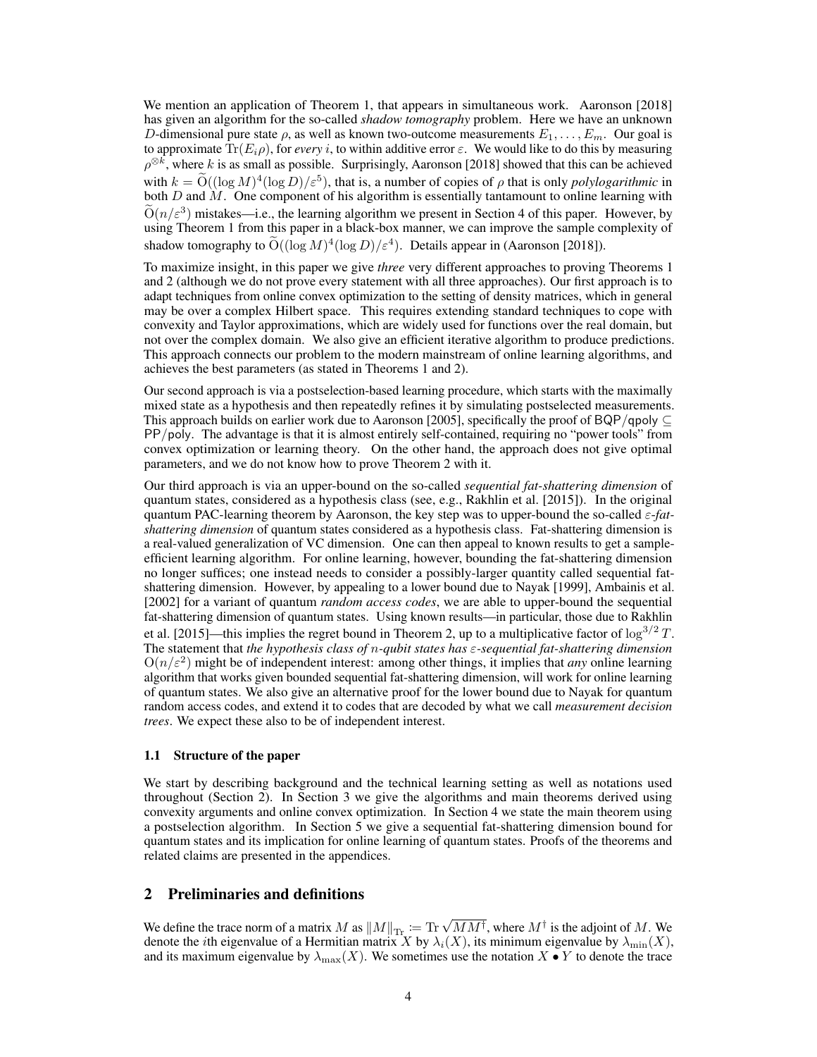We mention an application of Theorem 1, that appears in simultaneous work. Aaronson [2018] has given an algorithm for the so-called *shadow tomography* problem. Here we have an unknown $D$-dimensional pure state $\rho$, as well as known two-outcome measurements $E_1, \ldots, E_m$. Our goal is to approximate $\mathrm{Tr}(E_i \rho)$, for *every* $i$, to within additive error $\varepsilon$. We would like to do this by measuring $\rho^{\otimes k}$, where $k$ is as small as possible. Surprisingly, Aaronson [2018] showed that this can be achieved with $k = \widetilde{\mathrm{O}}((\log M)^4 (\log D)/\varepsilon^5)$, that is, a number of copies of $\rho$ that is only *polylogarithmic* in both $D$ and $M$. One component of his algorithm is essentially tantamount to online learning with $\widetilde{\mathrm{O}}(n/\varepsilon^3)$ mistakes—i.e., the learning algorithm we present in Section 4 of this paper. However, by using Theorem 1 from this paper in a black-box manner, we can improve the sample complexity of shadow tomography to $\widetilde{\mathrm{O}}((\log M)^4 (\log D)/\varepsilon^4)$. Details appear in (Aaronson [2018]).

To maximize insight, in this paper we give *three* very different approaches to proving Theorems 1 and 2 (although we do not prove every statement with all three approaches). Our first approach is to adapt techniques from online convex optimization to the setting of density matrices, which in general may be over a complex Hilbert space. This requires extending standard techniques to cope with convexity and Taylor approximations, which are widely used for functions over the real domain, but not over the complex domain. We also give an efficient iterative algorithm to produce predictions. This approach connects our problem to the modern mainstream of online learning algorithms, and achieves the best parameters (as stated in Theorems 1 and 2).

Our second approach is via a postselection-based learning procedure, which starts with the maximally mixed state as a hypothesis and then repeatedly refines it by simulating postselected measurements. This approach builds on earlier work due to Aaronson [2005], specifically the proof of $\mathsf{BQP/qpoly} \subseteq \mathsf{PP/poly}$. The advantage is that it is almost entirely self-contained, requiring no "power tools" from convex optimization or learning theory. On the other hand, the approach does not give optimal parameters, and we do not know how to prove Theorem 2 with it.

Our third approach is via an upper-bound on the so-called *sequential fat-shattering dimension* of quantum states, considered as a hypothesis class (see, e.g., Rakhlin et al. [2015]). In the original quantum PAC-learning theorem by Aaronson, the key step was to upper-bound the so-called *$\varepsilon$-fat-shattering dimension* of quantum states considered as a hypothesis class. Fat-shattering dimension is a real-valued generalization of VC dimension. One can then appeal to known results to get a sample-efficient learning algorithm. For online learning, however, bounding the fat-shattering dimension no longer suffices; one instead needs to consider a possibly-larger quantity called sequential fat-shattering dimension. However, by appealing to a lower bound due to Nayak [1999], Ambainis et al. [2002] for a variant of quantum *random access codes*, we are able to upper-bound the sequential fat-shattering dimension of quantum states. Using known results—in particular, those due to Rakhlin et al. [2015]—this implies the regret bound in Theorem 2, up to a multiplicative factor of $\log^{3/2} T$. The statement that *the hypothesis class of $n$-qubit states has $\varepsilon$-sequential fat-shattering dimension* $\mathrm{O}(n/\varepsilon^2)$ might be of independent interest: among other things, it implies that *any* online learning algorithm that works given bounded sequential fat-shattering dimension, will work for online learning of quantum states. We also give an alternative proof for the lower bound due to Nayak for quantum random access codes, and extend it to codes that are decoded by what we call *measurement decision trees*. We expect these also to be of independent interest.

### 1.1 Structure of the paper

We start by describing background and the technical learning setting as well as notations used throughout (Section 2). In Section 3 we give the algorithms and main theorems derived using convexity arguments and online convex optimization. In Section 4 we state the main theorem using a postselection algorithm. In Section 5 we give a sequential fat-shattering dimension bound for quantum states and its implication for online learning of quantum states. Proofs of the theorems and related claims are presented in the appendices.

## 2 Preliminaries and definitions

We define the trace norm of a matrix $M$ as $\|M\|_{\mathrm{Tr}} := \mathrm{Tr}\sqrt{MM^\dagger}$, where $M^\dagger$ is the adjoint of $M$. We denote the $i$th eigenvalue of a Hermitian matrix $X$ by $\lambda_i(X)$, its minimum eigenvalue by $\lambda_{\min}(X)$, and its maximum eigenvalue by $\lambda_{\max}(X)$. We sometimes use the notation $X \bullet Y$ to denote the trace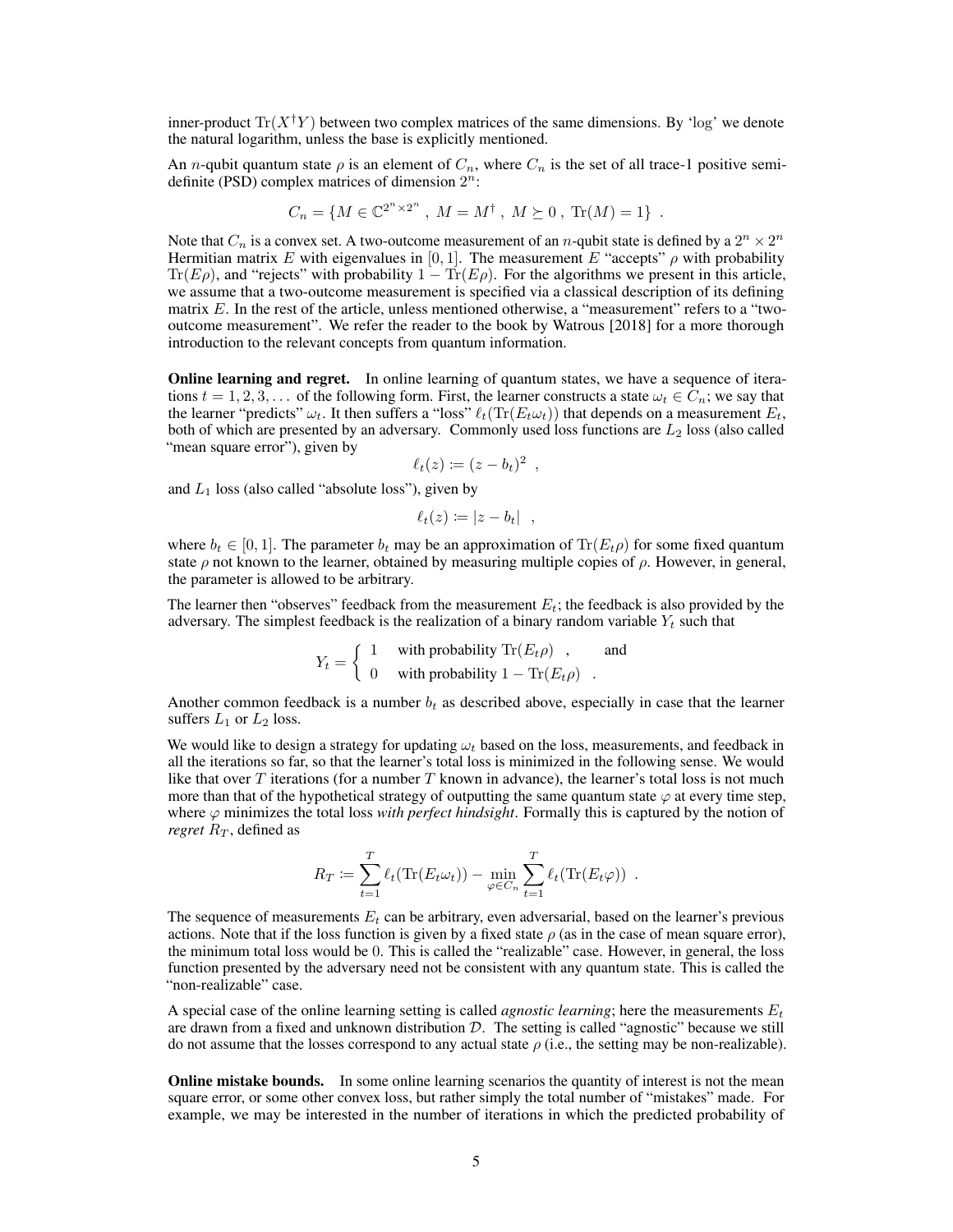inner-product $\mathrm{Tr}(X^\dagger Y)$ between two complex matrices of the same dimensions. By 'log' we denote the natural logarithm, unless the base is explicitly mentioned.

An $n$-qubit quantum state $\rho$ is an element of $C_n$, where $C_n$ is the set of all trace-1 positive semi-definite (PSD) complex matrices of dimension $2^n$:

$$C_n = \{M \in \mathbb{C}^{2^n \times 2^n} \ , \ M = M^\dagger \ , \ M \succeq 0 \ , \ \mathrm{Tr}(M) = 1\} \ .$$

Note that $C_n$ is a convex set. A two-outcome measurement of an $n$-qubit state is defined by a $2^n \times 2^n$ Hermitian matrix $E$ with eigenvalues in $[0, 1]$. The measurement $E$ "accepts" $\rho$ with probability $\mathrm{Tr}(E\rho)$, and "rejects" with probability $1 - \mathrm{Tr}(E\rho)$. For the algorithms we present in this article, we assume that a two-outcome measurement is specified via a classical description of its defining matrix $E$. In the rest of the article, unless mentioned otherwise, a "measurement" refers to a "two-outcome measurement". We refer the reader to the book by Watrous [2018] for a more thorough introduction to the relevant concepts from quantum information.

**Online learning and regret.** In online learning of quantum states, we have a sequence of iterations $t = 1, 2, 3, \ldots$ of the following form. First, the learner constructs a state $\omega_t \in C_n$; we say that the learner "predicts" $\omega_t$. It then suffers a "loss" $\ell_t(\mathrm{Tr}(E_t\omega_t))$ that depends on a measurement $E_t$, both of which are presented by an adversary. Commonly used loss functions are $L_2$ loss (also called "mean square error"), given by

$$\ell_t(z) \coloneqq (z - b_t)^2 \ ,$$

and $L_1$ loss (also called "absolute loss"), given by

$$\ell_t(z) \coloneqq |z - b_t| \ ,$$

where $b_t \in [0, 1]$. The parameter $b_t$ may be an approximation of $\mathrm{Tr}(E_t\rho)$ for some fixed quantum state $\rho$ not known to the learner, obtained by measuring multiple copies of $\rho$. However, in general, the parameter is allowed to be arbitrary.

The learner then "observes" feedback from the measurement $E_t$; the feedback is also provided by the adversary. The simplest feedback is the realization of a binary random variable $Y_t$ such that

$$Y_t = \begin{cases} 1 & \text{with probability } \mathrm{Tr}(E_t\rho) \ , \qquad \text{and} \\ 0 & \text{with probability } 1 - \mathrm{Tr}(E_t\rho) \ . \end{cases}$$

Another common feedback is a number $b_t$ as described above, especially in case that the learner suffers $L_1$ or $L_2$ loss.

We would like to design a strategy for updating $\omega_t$ based on the loss, measurements, and feedback in all the iterations so far, so that the learner's total loss is minimized in the following sense. We would like that over $T$ iterations (for a number $T$ known in advance), the learner's total loss is not much more than that of the hypothetical strategy of outputting the same quantum state $\varphi$ at every time step, where $\varphi$ minimizes the total loss *with perfect hindsight*. Formally this is captured by the notion of *regret* $R_T$, defined as

$$R_T \coloneqq \sum_{t=1}^{T} \ell_t(\mathrm{Tr}(E_t\omega_t)) - \min_{\varphi \in C_n} \sum_{t=1}^{T} \ell_t(\mathrm{Tr}(E_t\varphi)) \ .$$

The sequence of measurements $E_t$ can be arbitrary, even adversarial, based on the learner's previous actions. Note that if the loss function is given by a fixed state $\rho$ (as in the case of mean square error), the minimum total loss would be 0. This is called the "realizable" case. However, in general, the loss function presented by the adversary need not be consistent with any quantum state. This is called the "non-realizable" case.

A special case of the online learning setting is called *agnostic learning*; here the measurements $E_t$ are drawn from a fixed and unknown distribution $\mathcal{D}$. The setting is called "agnostic" because we still do not assume that the losses correspond to any actual state $\rho$ (i.e., the setting may be non-realizable).

**Online mistake bounds.** In some online learning scenarios the quantity of interest is not the mean square error, or some other convex loss, but rather simply the total number of "mistakes" made. For example, we may be interested in the number of iterations in which the predicted probability of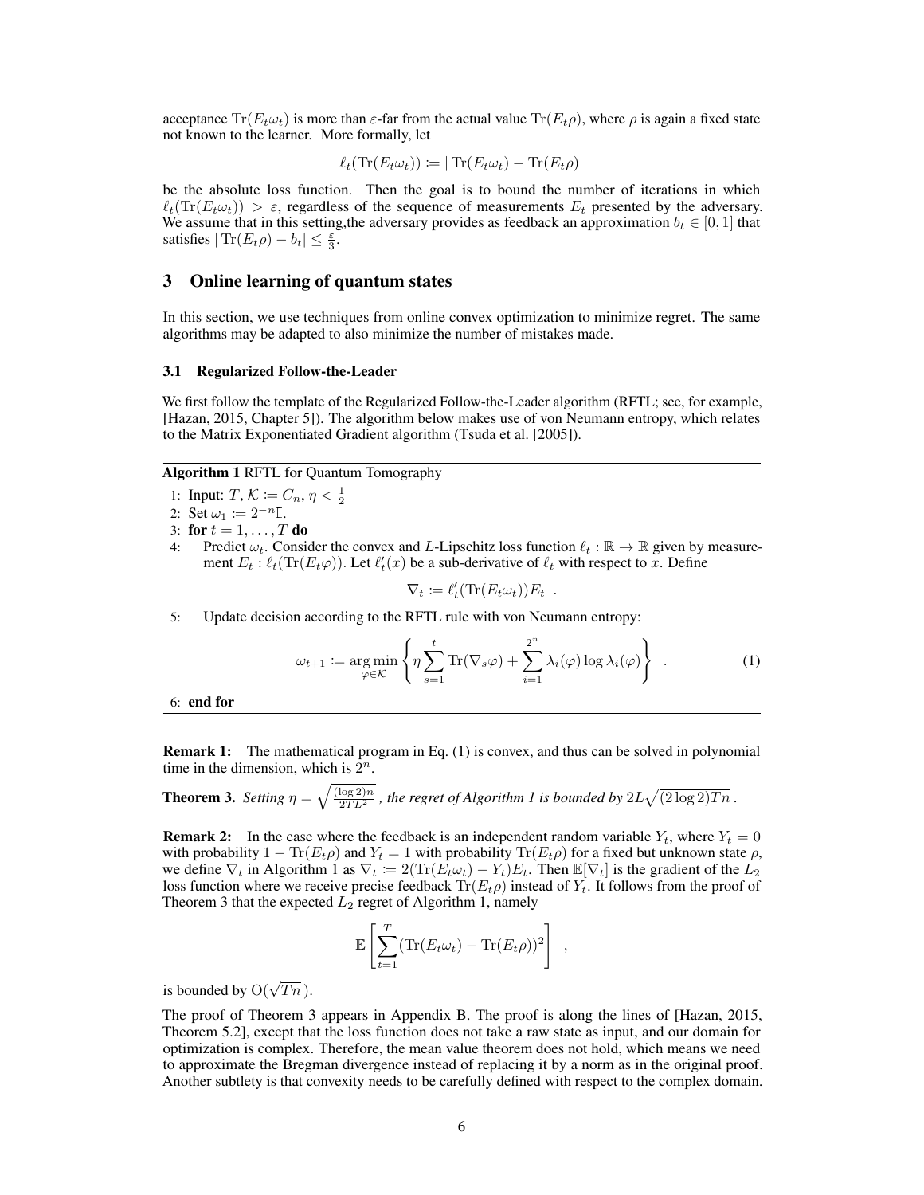acceptance $\mathrm{Tr}(E_t\omega_t)$ is more than $\varepsilon$-far from the actual value $\mathrm{Tr}(E_t\rho)$, where $\rho$ is again a fixed state not known to the learner. More formally, let

$$\ell_t(\mathrm{Tr}(E_t\omega_t)) \coloneqq |\,\mathrm{Tr}(E_t\omega_t) - \mathrm{Tr}(E_t\rho)|$$

be the absolute loss function. Then the goal is to bound the number of iterations in which $\ell_t(\mathrm{Tr}(E_t\omega_t)) > \varepsilon$, regardless of the sequence of measurements $E_t$ presented by the adversary. We assume that in this setting,the adversary provides as feedback an approximation $b_t \in [0,1]$ that satisfies $|\,\mathrm{Tr}(E_t\rho) - b_t| \leq \frac{\varepsilon}{3}$.

## 3 Online learning of quantum states

In this section, we use techniques from online convex optimization to minimize regret. The same algorithms may be adapted to also minimize the number of mistakes made.

### 3.1 Regularized Follow-the-Leader

We first follow the template of the Regularized Follow-the-Leader algorithm (RFTL; see, for example, [Hazan, 2015, Chapter 5]). The algorithm below makes use of von Neumann entropy, which relates to the Matrix Exponentiated Gradient algorithm (Tsuda et al. [2005]).

**Algorithm 1** RFTL for Quantum Tomography

1: Input: $T$, $\mathcal{K} \coloneqq C_n$, $\eta < \frac{1}{2}$
2: Set $\omega_1 \coloneqq 2^{-n}\mathbb{I}$.
3: **for** $t = 1, \ldots, T$ **do**
4: Predict $\omega_t$. Consider the convex and $L$-Lipschitz loss function $\ell_t : \mathbb{R} \to \mathbb{R}$ given by measurement $E_t$ : $\ell_t(\mathrm{Tr}(E_t\varphi))$. Let $\ell_t'(x)$ be a sub-derivative of $\ell_t$ with respect to $x$. Define

$$\nabla_t \coloneqq \ell_t'(\mathrm{Tr}(E_t\omega_t))E_t \ .$$

5: Update decision according to the RFTL rule with von Neumann entropy:

$$\omega_{t+1} \coloneqq \operatorname*{arg\,min}_{\varphi\in\mathcal{K}} \left\{ \eta \sum_{s=1}^{t} \mathrm{Tr}(\nabla_s\varphi) + \sum_{i=1}^{2^n} \lambda_i(\varphi)\log\lambda_i(\varphi) \right\} \ . \tag{1}$$

6: **end for**

**Remark 1:** The mathematical program in Eq. (1) is convex, and thus can be solved in polynomial time in the dimension, which is $2^n$.

**Theorem 3.** *Setting* $\eta = \sqrt{\frac{(\log 2)n}{2TL^2}}$ *, the regret of Algorithm 1 is bounded by* $2L\sqrt{(2\log 2)Tn}$ *.*

**Remark 2:** In the case where the feedback is an independent random variable $Y_t$, where $Y_t = 0$ with probability $1 - \mathrm{Tr}(E_t\rho)$ and $Y_t = 1$ with probability $\mathrm{Tr}(E_t\rho)$ for a fixed but unknown state $\rho$, we define $\nabla_t$ in Algorithm 1 as $\nabla_t \coloneqq 2(\mathrm{Tr}(E_t\omega_t) - Y_t)E_t$. Then $\mathbb{E}[\nabla_t]$ is the gradient of the $L_2$ loss function where we receive precise feedback $\mathrm{Tr}(E_t\rho)$ instead of $Y_t$. It follows from the proof of Theorem 3 that the expected $L_2$ regret of Algorithm 1, namely

$$\mathbb{E}\left[\sum_{t=1}^{T}(\mathrm{Tr}(E_t\omega_t) - \mathrm{Tr}(E_t\rho))^2\right] \ ,$$

is bounded by $\mathrm{O}(\sqrt{Tn}\,)$.

The proof of Theorem 3 appears in Appendix B. The proof is along the lines of [Hazan, 2015, Theorem 5.2], except that the loss function does not take a raw state as input, and our domain for optimization is complex. Therefore, the mean value theorem does not hold, which means we need to approximate the Bregman divergence instead of replacing it by a norm as in the original proof. Another subtlety is that convexity needs to be carefully defined with respect to the complex domain.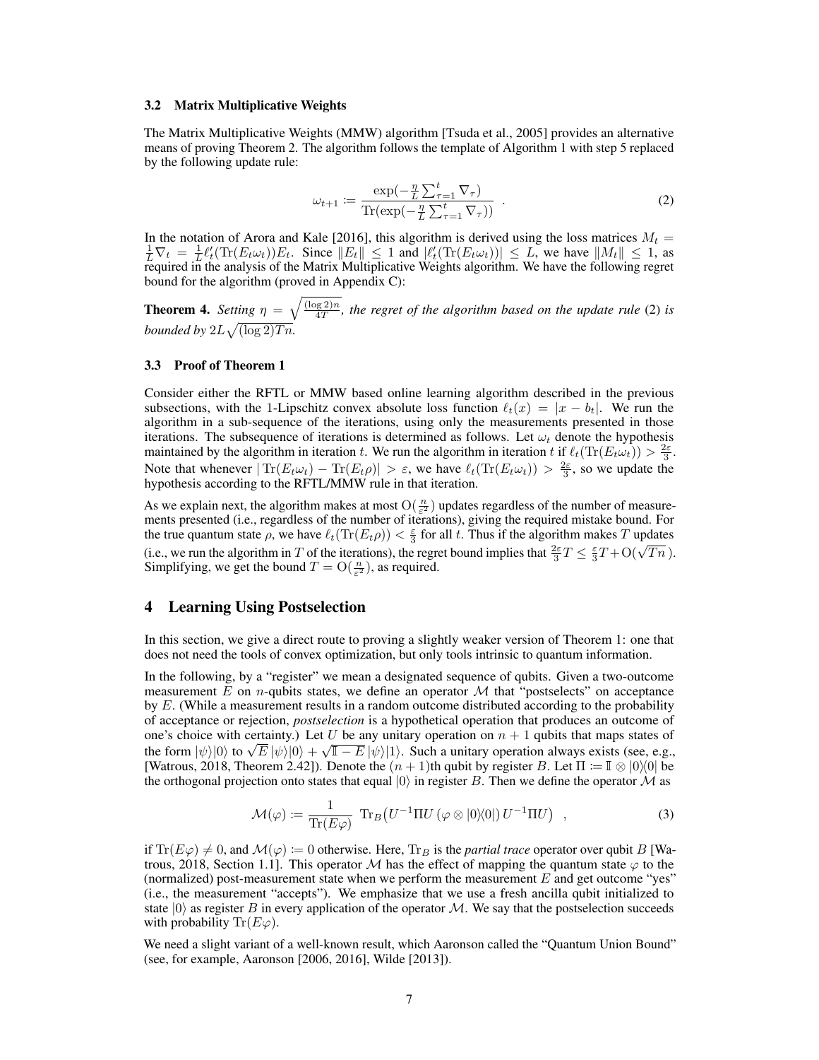### 3.2 Matrix Multiplicative Weights

The Matrix Multiplicative Weights (MMW) algorithm [Tsuda et al., 2005] provides an alternative means of proving Theorem 2. The algorithm follows the template of Algorithm 1 with step 5 replaced by the following update rule:

$$\omega_{t+1} \coloneqq \frac{\exp(-\frac{\eta}{L}\sum_{\tau=1}^{t}\nabla_\tau)}{\mathrm{Tr}(\exp(-\frac{\eta}{L}\sum_{\tau=1}^{t}\nabla_\tau))} \quad . \tag{2}$$

In the notation of Arora and Kale [2016], this algorithm is derived using the loss matrices $M_t = \frac{1}{L}\nabla_t = \frac{1}{L}\ell_t'(\mathrm{Tr}(E_t\omega_t))E_t$. Since $\|E_t\| \leq 1$ and $|\ell_t'(\mathrm{Tr}(E_t\omega_t))| \leq L$, we have $\|M_t\| \leq 1$, as required in the analysis of the Matrix Multiplicative Weights algorithm. We have the following regret bound for the algorithm (proved in Appendix C):

**Theorem 4.** *Setting $\eta = \sqrt{\frac{(\log 2)n}{4T}}$, the regret of the algorithm based on the update rule* (2) *is bounded by $2L\sqrt{(\log 2)Tn}$.*

### 3.3 Proof of Theorem 1

Consider either the RFTL or MMW based online learning algorithm described in the previous subsections, with the 1-Lipschitz convex absolute loss function $\ell_t(x) = |x - b_t|$. We run the algorithm in a sub-sequence of the iterations, using only the measurements presented in those iterations. The subsequence of iterations is determined as follows. Let $\omega_t$ denote the hypothesis maintained by the algorithm in iteration $t$. We run the algorithm in iteration $t$ if $\ell_t(\mathrm{Tr}(E_t\omega_t)) > \frac{2\varepsilon}{3}$. Note that whenever $|\mathrm{Tr}(E_t\omega_t) - \mathrm{Tr}(E_t\rho)| > \varepsilon$, we have $\ell_t(\mathrm{Tr}(E_t\omega_t)) > \frac{2\varepsilon}{3}$, so we update the hypothesis according to the RFTL/MMW rule in that iteration.

As we explain next, the algorithm makes at most $\mathrm{O}(\frac{n}{\varepsilon^2})$ updates regardless of the number of measurements presented (i.e., regardless of the number of iterations), giving the required mistake bound. For the true quantum state $\rho$, we have $\ell_t(\mathrm{Tr}(E_t\rho)) < \frac{\varepsilon}{3}$ for all $t$. Thus if the algorithm makes $T$ updates (i.e., we run the algorithm in $T$ of the iterations), the regret bound implies that $\frac{2\varepsilon}{3}T \leq \frac{\varepsilon}{3}T + \mathrm{O}(\sqrt{Tn})$. Simplifying, we get the bound $T = \mathrm{O}(\frac{n}{\varepsilon^2})$, as required.

## 4 Learning Using Postselection

In this section, we give a direct route to proving a slightly weaker version of Theorem 1: one that does not need the tools of convex optimization, but only tools intrinsic to quantum information.

In the following, by a "register" we mean a designated sequence of qubits. Given a two-outcome measurement $E$ on $n$-qubits states, we define an operator $\mathcal{M}$ that "postselects" on acceptance by $E$. (While a measurement results in a random outcome distributed according to the probability of acceptance or rejection, *postselection* is a hypothetical operation that produces an outcome of one's choice with certainty.) Let $U$ be any unitary operation on $n+1$ qubits that maps states of the form $|\psi\rangle|0\rangle$ to $\sqrt{E}\,|\psi\rangle|0\rangle + \sqrt{\mathbb{I} - E}\,|\psi\rangle|1\rangle$. Such a unitary operation always exists (see, e.g., [Watrous, 2018, Theorem 2.42]). Denote the $(n+1)$th qubit by register $B$. Let $\Pi \coloneqq \mathbb{I} \otimes |0\rangle\!\langle 0|$ be the orthogonal projection onto states that equal $|0\rangle$ in register $B$. Then we define the operator $\mathcal{M}$ as

$$\mathcal{M}(\varphi) \coloneqq \frac{1}{\mathrm{Tr}(E\varphi)}\ \mathrm{Tr}_B\big(U^{-1}\Pi U\,(\varphi \otimes |0\rangle\!\langle 0|)\,U^{-1}\Pi U\big) \quad , \tag{3}$$

if $\mathrm{Tr}(E\varphi) \neq 0$, and $\mathcal{M}(\varphi) \coloneqq 0$ otherwise. Here, $\mathrm{Tr}_B$ is the *partial trace* operator over qubit $B$ [Watrous, 2018, Section 1.1]. This operator $\mathcal{M}$ has the effect of mapping the quantum state $\varphi$ to the (normalized) post-measurement state when we perform the measurement $E$ and get outcome "yes" (i.e., the measurement "accepts"). We emphasize that we use a fresh ancilla qubit initialized to state $|0\rangle$ as register $B$ in every application of the operator $\mathcal{M}$. We say that the postselection succeeds with probability $\mathrm{Tr}(E\varphi)$.

We need a slight variant of a well-known result, which Aaronson called the "Quantum Union Bound" (see, for example, Aaronson [2006, 2016], Wilde [2013]).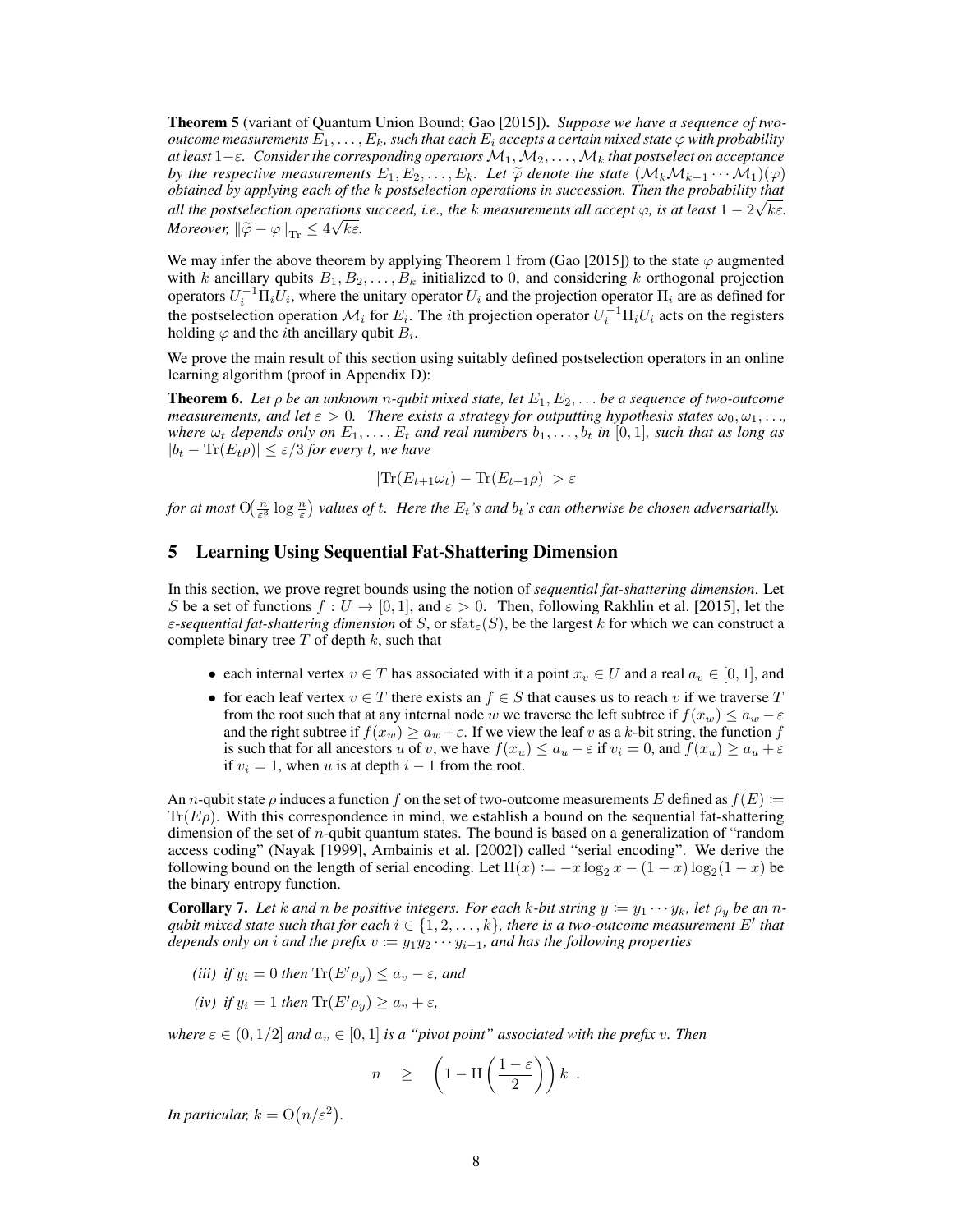**Theorem 5** (variant of Quantum Union Bound; Gao [2015])**.** *Suppose we have a sequence of two-outcome measurements $E_1, \ldots, E_k$, such that each $E_i$ accepts a certain mixed state $\varphi$ with probability at least $1-\varepsilon$. Consider the corresponding operators $\mathcal{M}_1, \mathcal{M}_2, \ldots, \mathcal{M}_k$ that postselect on acceptance by the respective measurements $E_1, E_2, \ldots, E_k$. Let $\widetilde{\varphi}$ denote the state $(\mathcal{M}_k \mathcal{M}_{k-1} \cdots \mathcal{M}_1)(\varphi)$ obtained by applying each of the $k$ postselection operations in succession. Then the probability that all the postselection operations succeed, i.e., the $k$ measurements all accept $\varphi$, is at least $1 - 2\sqrt{k\varepsilon}$. Moreover, $\|\widetilde{\varphi} - \varphi\|_{\mathrm{Tr}} \leq 4\sqrt{k\varepsilon}$.*

We may infer the above theorem by applying Theorem 1 from (Gao [2015]) to the state $\varphi$ augmented with $k$ ancillary qubits $B_1, B_2, \ldots, B_k$ initialized to 0, and considering $k$ orthogonal projection operators $U_i^{-1} \Pi_i U_i$, where the unitary operator $U_i$ and the projection operator $\Pi_i$ are as defined for the postselection operation $\mathcal{M}_i$ for $E_i$. The $i$th projection operator $U_i^{-1} \Pi_i U_i$ acts on the registers holding $\varphi$ and the $i$th ancillary qubit $B_i$.

We prove the main result of this section using suitably defined postselection operators in an online learning algorithm (proof in Appendix D):

**Theorem 6.** *Let $\rho$ be an unknown $n$-qubit mixed state, let $E_1, E_2, \ldots$ be a sequence of two-outcome measurements, and let $\varepsilon > 0$. There exists a strategy for outputting hypothesis states $\omega_0, \omega_1, \ldots$, where $\omega_t$ depends only on $E_1, \ldots, E_t$ and real numbers $b_1, \ldots, b_t$ in $[0,1]$, such that as long as $|b_t - \mathrm{Tr}(E_t \rho)| \leq \varepsilon/3$ for every $t$, we have*

$$|\mathrm{Tr}(E_{t+1}\omega_t) - \mathrm{Tr}(E_{t+1}\rho)| > \varepsilon$$

*for at most $\mathrm{O}\big(\frac{n}{\varepsilon^3} \log \frac{n}{\varepsilon}\big)$ values of $t$. Here the $E_t$'s and $b_t$'s can otherwise be chosen adversarially.*

## 5 Learning Using Sequential Fat-Shattering Dimension

In this section, we prove regret bounds using the notion of *sequential fat-shattering dimension*. Let $S$ be a set of functions $f : U \to [0,1]$, and $\varepsilon > 0$. Then, following Rakhlin et al. [2015], let the $\varepsilon$*-sequential fat-shattering dimension* of $S$, or $\mathrm{sfat}_\varepsilon(S)$, be the largest $k$ for which we can construct a complete binary tree $T$ of depth $k$, such that

- each internal vertex $v \in T$ has associated with it a point $x_v \in U$ and a real $a_v \in [0,1]$, and
- for each leaf vertex $v \in T$ there exists an $f \in S$ that causes us to reach $v$ if we traverse $T$ from the root such that at any internal node $w$ we traverse the left subtree if $f(x_w) \leq a_w - \varepsilon$ and the right subtree if $f(x_w) \geq a_w + \varepsilon$. If we view the leaf $v$ as a $k$-bit string, the function $f$ is such that for all ancestors $u$ of $v$, we have $f(x_u) \leq a_u - \varepsilon$ if $v_i = 0$, and $f(x_u) \geq a_u + \varepsilon$ if $v_i = 1$, when $u$ is at depth $i-1$ from the root.

An $n$-qubit state $\rho$ induces a function $f$ on the set of two-outcome measurements $E$ defined as $f(E) := \mathrm{Tr}(E\rho)$. With this correspondence in mind, we establish a bound on the sequential fat-shattering dimension of the set of $n$-qubit quantum states. The bound is based on a generalization of "random access coding" (Nayak [1999], Ambainis et al. [2002]) called "serial encoding". We derive the following bound on the length of serial encoding. Let $\mathrm{H}(x) := -x \log_2 x - (1-x)\log_2(1-x)$ be the binary entropy function.

**Corollary 7.** *Let $k$ and $n$ be positive integers. For each $k$-bit string $y := y_1 \cdots y_k$, let $\rho_y$ be an $n$-qubit mixed state such that for each $i \in \{1, 2, \ldots, k\}$, there is a two-outcome measurement $E'$ that depends only on $i$ and the prefix $v := y_1 y_2 \cdots y_{i-1}$, and has the following properties*

*(iii) if $y_i = 0$ then $\mathrm{Tr}(E'\rho_y) \leq a_v - \varepsilon$, and*

*(iv) if $y_i = 1$ then $\mathrm{Tr}(E'\rho_y) \geq a_v + \varepsilon$,*

*where $\varepsilon \in (0, 1/2]$ and $a_v \in [0,1]$ is a "pivot point" associated with the prefix $v$. Then*

$$n \quad \geq \quad \left(1 - \mathrm{H}\left(\frac{1-\varepsilon}{2}\right)\right) k \enspace .$$

*In particular, $k = \mathrm{O}\big(n/\varepsilon^2\big)$.*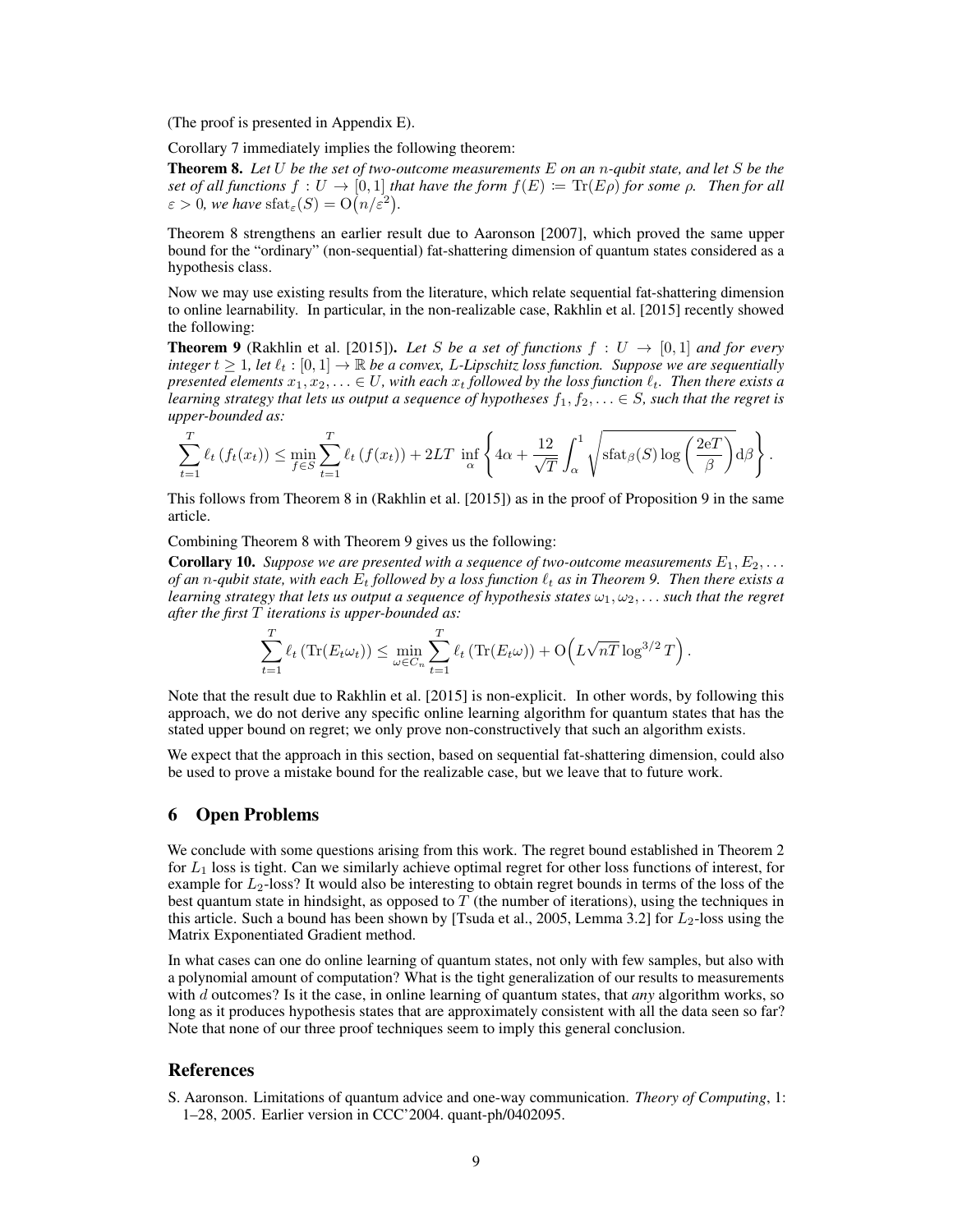(The proof is presented in Appendix E).

Corollary 7 immediately implies the following theorem:

**Theorem 8.** *Let $U$ be the set of two-outcome measurements $E$ on an $n$-qubit state, and let $S$ be the set of all functions $f : U \to [0,1]$ that have the form $f(E) \coloneqq \mathrm{Tr}(E\rho)$ for some $\rho$. Then for all $\varepsilon > 0$, we have $\mathrm{sfat}_\varepsilon(S) = \mathrm{O}\big(n/\varepsilon^2\big)$.*

Theorem 8 strengthens an earlier result due to Aaronson [2007], which proved the same upper bound for the "ordinary" (non-sequential) fat-shattering dimension of quantum states considered as a hypothesis class.

Now we may use existing results from the literature, which relate sequential fat-shattering dimension to online learnability. In particular, in the non-realizable case, Rakhlin et al. [2015] recently showed the following:

**Theorem 9** (Rakhlin et al. [2015]). *Let $S$ be a set of functions $f : U \to [0,1]$ and for every integer $t \geq 1$, let $\ell_t : [0,1] \to \mathbb{R}$ be a convex, $L$-Lipschitz loss function. Suppose we are sequentially presented elements $x_1, x_2, \ldots \in U$, with each $x_t$ followed by the loss function $\ell_t$. Then there exists a learning strategy that lets us output a sequence of hypotheses $f_1, f_2, \ldots \in S$, such that the regret is upper-bounded as:*

$$\sum_{t=1}^{T} \ell_t\left(f_t(x_t)\right) \leq \min_{f \in S} \sum_{t=1}^{T} \ell_t\left(f(x_t)\right) + 2LT \inf_{\alpha} \left\{ 4\alpha + \frac{12}{\sqrt{T}} \int_{\alpha}^{1} \sqrt{\mathrm{sfat}_\beta(S) \log\left(\frac{2eT}{\beta}\right)} \mathrm{d}\beta \right\}.$$

This follows from Theorem 8 in (Rakhlin et al. [2015]) as in the proof of Proposition 9 in the same article.

Combining Theorem 8 with Theorem 9 gives us the following:

**Corollary 10.** *Suppose we are presented with a sequence of two-outcome measurements $E_1, E_2, \ldots$ of an $n$-qubit state, with each $E_t$ followed by a loss function $\ell_t$ as in Theorem 9. Then there exists a learning strategy that lets us output a sequence of hypothesis states $\omega_1, \omega_2, \ldots$ such that the regret after the first $T$ iterations is upper-bounded as:*

$$\sum_{t=1}^{T} \ell_t\left(\mathrm{Tr}(E_t\omega_t)\right) \leq \min_{\omega \in C_n} \sum_{t=1}^{T} \ell_t\left(\mathrm{Tr}(E_t\omega)\right) + \mathrm{O}\Big(L\sqrt{nT}\log^{3/2} T\Big).$$

Note that the result due to Rakhlin et al. [2015] is non-explicit. In other words, by following this approach, we do not derive any specific online learning algorithm for quantum states that has the stated upper bound on regret; we only prove non-constructively that such an algorithm exists.

We expect that the approach in this section, based on sequential fat-shattering dimension, could also be used to prove a mistake bound for the realizable case, but we leave that to future work.

## 6 Open Problems

We conclude with some questions arising from this work. The regret bound established in Theorem 2 for $L_1$ loss is tight. Can we similarly achieve optimal regret for other loss functions of interest, for example for $L_2$-loss? It would also be interesting to obtain regret bounds in terms of the loss of the best quantum state in hindsight, as opposed to $T$ (the number of iterations), using the techniques in this article. Such a bound has been shown by [Tsuda et al., 2005, Lemma 3.2] for $L_2$-loss using the Matrix Exponentiated Gradient method.

In what cases can one do online learning of quantum states, not only with few samples, but also with a polynomial amount of computation? What is the tight generalization of our results to measurements with $d$ outcomes? Is it the case, in online learning of quantum states, that *any* algorithm works, so long as it produces hypothesis states that are approximately consistent with all the data seen so far? Note that none of our three proof techniques seem to imply this general conclusion.

## References

S. Aaronson. Limitations of quantum advice and one-way communication. *Theory of Computing*, 1: 1–28, 2005. Earlier version in CCC'2004. quant-ph/0402095.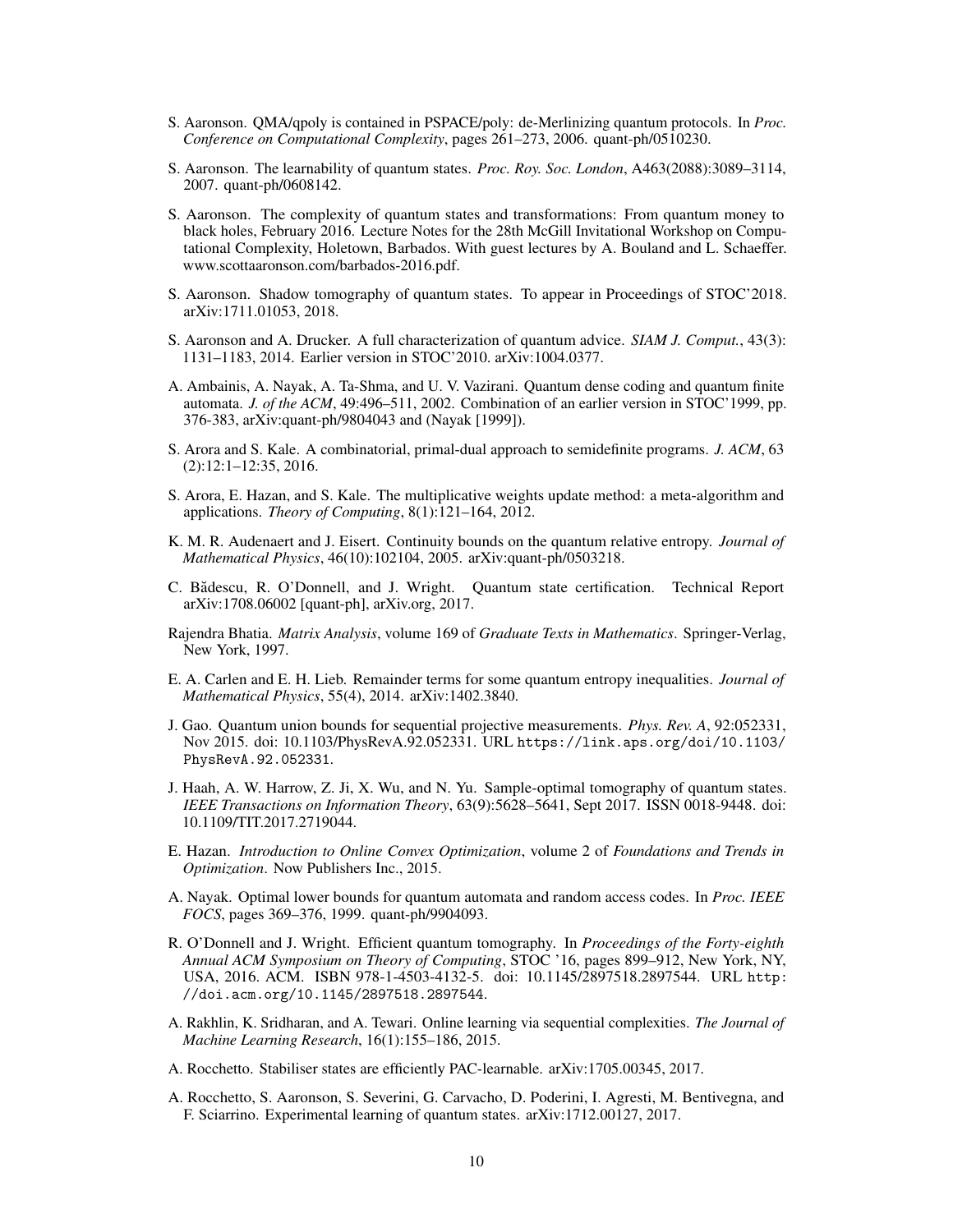S. Aaronson. QMA/qpoly is contained in PSPACE/poly: de-Merlinizing quantum protocols. In *Proc. Conference on Computational Complexity*, pages 261–273, 2006. quant-ph/0510230.

S. Aaronson. The learnability of quantum states. *Proc. Roy. Soc. London*, A463(2088):3089–3114, 2007. quant-ph/0608142.

S. Aaronson. The complexity of quantum states and transformations: From quantum money to black holes, February 2016. Lecture Notes for the 28th McGill Invitational Workshop on Computational Complexity, Holetown, Barbados. With guest lectures by A. Bouland and L. Schaeffer. www.scottaaronson.com/barbados-2016.pdf.

S. Aaronson. Shadow tomography of quantum states. To appear in Proceedings of STOC'2018. arXiv:1711.01053, 2018.

S. Aaronson and A. Drucker. A full characterization of quantum advice. *SIAM J. Comput.*, 43(3): 1131–1183, 2014. Earlier version in STOC'2010. arXiv:1004.0377.

A. Ambainis, A. Nayak, A. Ta-Shma, and U. V. Vazirani. Quantum dense coding and quantum finite automata. *J. of the ACM*, 49:496–511, 2002. Combination of an earlier version in STOC'1999, pp. 376-383, arXiv:quant-ph/9804043 and (Nayak [1999]).

S. Arora and S. Kale. A combinatorial, primal-dual approach to semidefinite programs. *J. ACM*, 63 (2):12:1–12:35, 2016.

S. Arora, E. Hazan, and S. Kale. The multiplicative weights update method: a meta-algorithm and applications. *Theory of Computing*, 8(1):121–164, 2012.

K. M. R. Audenaert and J. Eisert. Continuity bounds on the quantum relative entropy. *Journal of Mathematical Physics*, 46(10):102104, 2005. arXiv:quant-ph/0503218.

C. Bădescu, R. O'Donnell, and J. Wright. Quantum state certification. Technical Report arXiv:1708.06002 [quant-ph], arXiv.org, 2017.

Rajendra Bhatia. *Matrix Analysis*, volume 169 of *Graduate Texts in Mathematics*. Springer-Verlag, New York, 1997.

E. A. Carlen and E. H. Lieb. Remainder terms for some quantum entropy inequalities. *Journal of Mathematical Physics*, 55(4), 2014. arXiv:1402.3840.

J. Gao. Quantum union bounds for sequential projective measurements. *Phys. Rev. A*, 92:052331, Nov 2015. doi: 10.1103/PhysRevA.92.052331. URL `https://link.aps.org/doi/10.1103/PhysRevA.92.052331`.

J. Haah, A. W. Harrow, Z. Ji, X. Wu, and N. Yu. Sample-optimal tomography of quantum states. *IEEE Transactions on Information Theory*, 63(9):5628–5641, Sept 2017. ISSN 0018-9448. doi: 10.1109/TIT.2017.2719044.

E. Hazan. *Introduction to Online Convex Optimization*, volume 2 of *Foundations and Trends in Optimization*. Now Publishers Inc., 2015.

A. Nayak. Optimal lower bounds for quantum automata and random access codes. In *Proc. IEEE FOCS*, pages 369–376, 1999. quant-ph/9904093.

R. O'Donnell and J. Wright. Efficient quantum tomography. In *Proceedings of the Forty-eighth Annual ACM Symposium on Theory of Computing*, STOC '16, pages 899–912, New York, NY, USA, 2016. ACM. ISBN 978-1-4503-4132-5. doi: 10.1145/2897518.2897544. URL `http://doi.acm.org/10.1145/2897518.2897544`.

A. Rakhlin, K. Sridharan, and A. Tewari. Online learning via sequential complexities. *The Journal of Machine Learning Research*, 16(1):155–186, 2015.

A. Rocchetto. Stabiliser states are efficiently PAC-learnable. arXiv:1705.00345, 2017.

A. Rocchetto, S. Aaronson, S. Severini, G. Carvacho, D. Poderini, I. Agresti, M. Bentivegna, and F. Sciarrino. Experimental learning of quantum states. arXiv:1712.00127, 2017.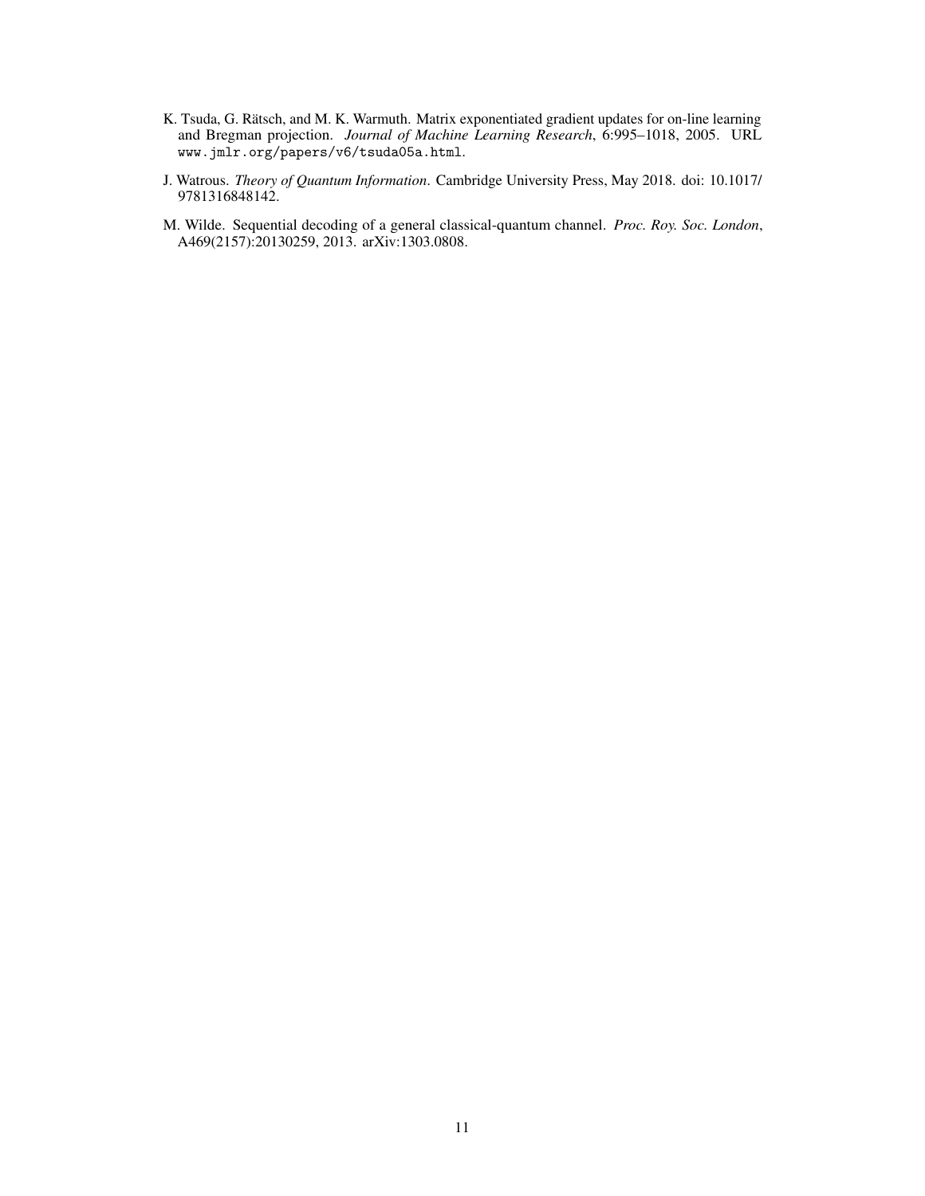K. Tsuda, G. Rätsch, and M. K. Warmuth. Matrix exponentiated gradient updates for on-line learning and Bregman projection. *Journal of Machine Learning Research*, 6:995–1018, 2005. URL `www.jmlr.org/papers/v6/tsuda05a.html`.

J. Watrous. *Theory of Quantum Information*. Cambridge University Press, May 2018. doi: 10.1017/9781316848142.

M. Wilde. Sequential decoding of a general classical-quantum channel. *Proc. Roy. Soc. London*, A469(2157):20130259, 2013. arXiv:1303.0808.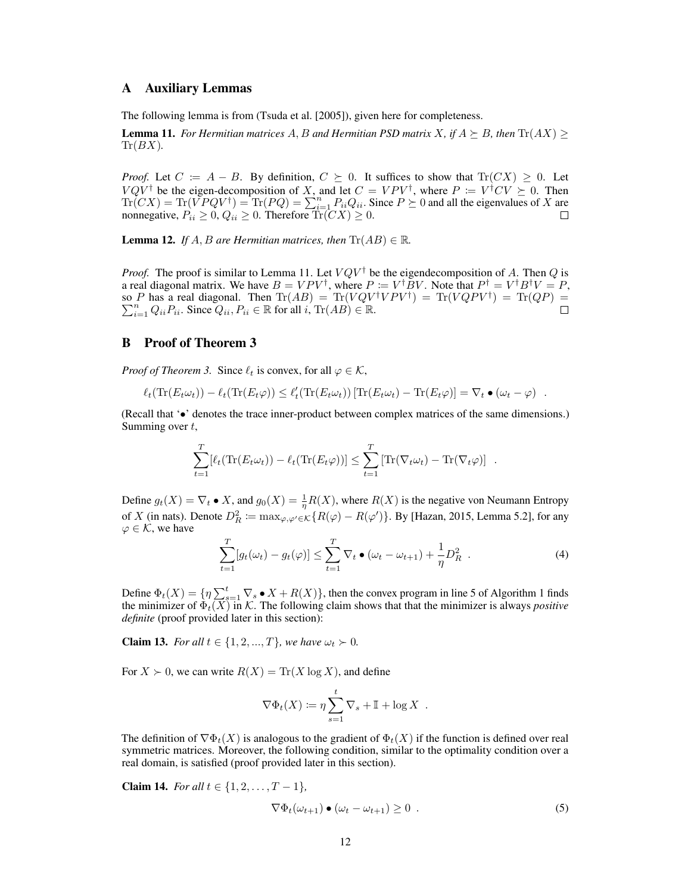## A Auxiliary Lemmas

The following lemma is from (Tsuda et al. [2005]), given here for completeness.

**Lemma 11.** *For Hermitian matrices $A, B$ and Hermitian PSD matrix $X$, if $A \succeq B$, then $\mathrm{Tr}(AX) \geq \mathrm{Tr}(BX)$.*

*Proof.* Let $C := A - B$. By definition, $C \succeq 0$. It suffices to show that $\mathrm{Tr}(CX) \geq 0$. Let $VQV^\dagger$ be the eigen-decomposition of $X$, and let $C = VPV^\dagger$, where $P := V^\dagger CV \succeq 0$. Then $\mathrm{Tr}(CX) = \mathrm{Tr}(VPQV^\dagger) = \mathrm{Tr}(PQ) = \sum_{i=1}^n P_{ii}Q_{ii}$. Since $P \succeq 0$ and all the eigenvalues of $X$ are nonnegative, $P_{ii} \geq 0$, $Q_{ii} \geq 0$. Therefore $\mathrm{Tr}(CX) \geq 0$. □

**Lemma 12.** *If $A, B$ are Hermitian matrices, then $\mathrm{Tr}(AB) \in \mathbb{R}$.*

*Proof.* The proof is similar to Lemma 11. Let $VQV^\dagger$ be the eigendecomposition of $A$. Then $Q$ is a real diagonal matrix. We have $B = VPV^\dagger$, where $P := V^\dagger BV$. Note that $P^\dagger = V^\dagger B^\dagger V = P$, so $P$ has a real diagonal. Then $\mathrm{Tr}(AB) = \mathrm{Tr}(VQV^\dagger VPV^\dagger) = \mathrm{Tr}(VQPV^\dagger) = \mathrm{Tr}(QP) = \sum_{i=1}^n Q_{ii}P_{ii}$. Since $Q_{ii}, P_{ii} \in \mathbb{R}$ for all $i$, $\mathrm{Tr}(AB) \in \mathbb{R}$. □

## B Proof of Theorem 3

*Proof of Theorem 3.* Since $\ell_t$ is convex, for all $\varphi \in \mathcal{K}$,

$$\ell_t(\mathrm{Tr}(E_t\omega_t)) - \ell_t(\mathrm{Tr}(E_t\varphi)) \leq \ell_t'(\mathrm{Tr}(E_t\omega_t))\left[\mathrm{Tr}(E_t\omega_t) - \mathrm{Tr}(E_t\varphi)\right] = \nabla_t \bullet (\omega_t - \varphi) \ .$$

(Recall that '$\bullet$' denotes the trace inner-product between complex matrices of the same dimensions.) Summing over $t$,

$$\sum_{t=1}^T [\ell_t(\mathrm{Tr}(E_t\omega_t)) - \ell_t(\mathrm{Tr}(E_t\varphi))] \leq \sum_{t=1}^T \left[\mathrm{Tr}(\nabla_t\omega_t) - \mathrm{Tr}(\nabla_t\varphi)\right] \ .$$

Define $g_t(X) = \nabla_t \bullet X$, and $g_0(X) = \frac{1}{\eta}R(X)$, where $R(X)$ is the negative von Neumann Entropy of $X$ (in nats). Denote $D_R^2 := \max_{\varphi,\varphi' \in \mathcal{K}}\{R(\varphi) - R(\varphi')\}$. By [Hazan, 2015, Lemma 5.2], for any $\varphi \in \mathcal{K}$, we have

$$\sum_{t=1}^T [g_t(\omega_t) - g_t(\varphi)] \leq \sum_{t=1}^T \nabla_t \bullet (\omega_t - \omega_{t+1}) + \frac{1}{\eta}D_R^2 \ . \tag{4}$$

Define $\Phi_t(X) = \{\eta \sum_{s=1}^t \nabla_s \bullet X + R(X)\}$, then the convex program in line 5 of Algorithm 1 finds the minimizer of $\Phi_t(X)$ in $\mathcal{K}$. The following claim shows that that the minimizer is always *positive definite* (proof provided later in this section):

**Claim 13.** *For all $t \in \{1, 2, ..., T\}$, we have $\omega_t \succ 0$.*

For $X \succ 0$, we can write $R(X) = \mathrm{Tr}(X \log X)$, and define

$$\nabla\Phi_t(X) := \eta \sum_{s=1}^t \nabla_s + \mathbb{I} + \log X \ .$$

The definition of $\nabla\Phi_t(X)$ is analogous to the gradient of $\Phi_t(X)$ if the function is defined over real symmetric matrices. Moreover, the following condition, similar to the optimality condition over a real domain, is satisfied (proof provided later in this section).

**Claim 14.** *For all $t \in \{1, 2, \ldots, T - 1\}$,*

$$\nabla\Phi_t(\omega_{t+1}) \bullet (\omega_t - \omega_{t+1}) \geq 0 \ . \tag{5}$$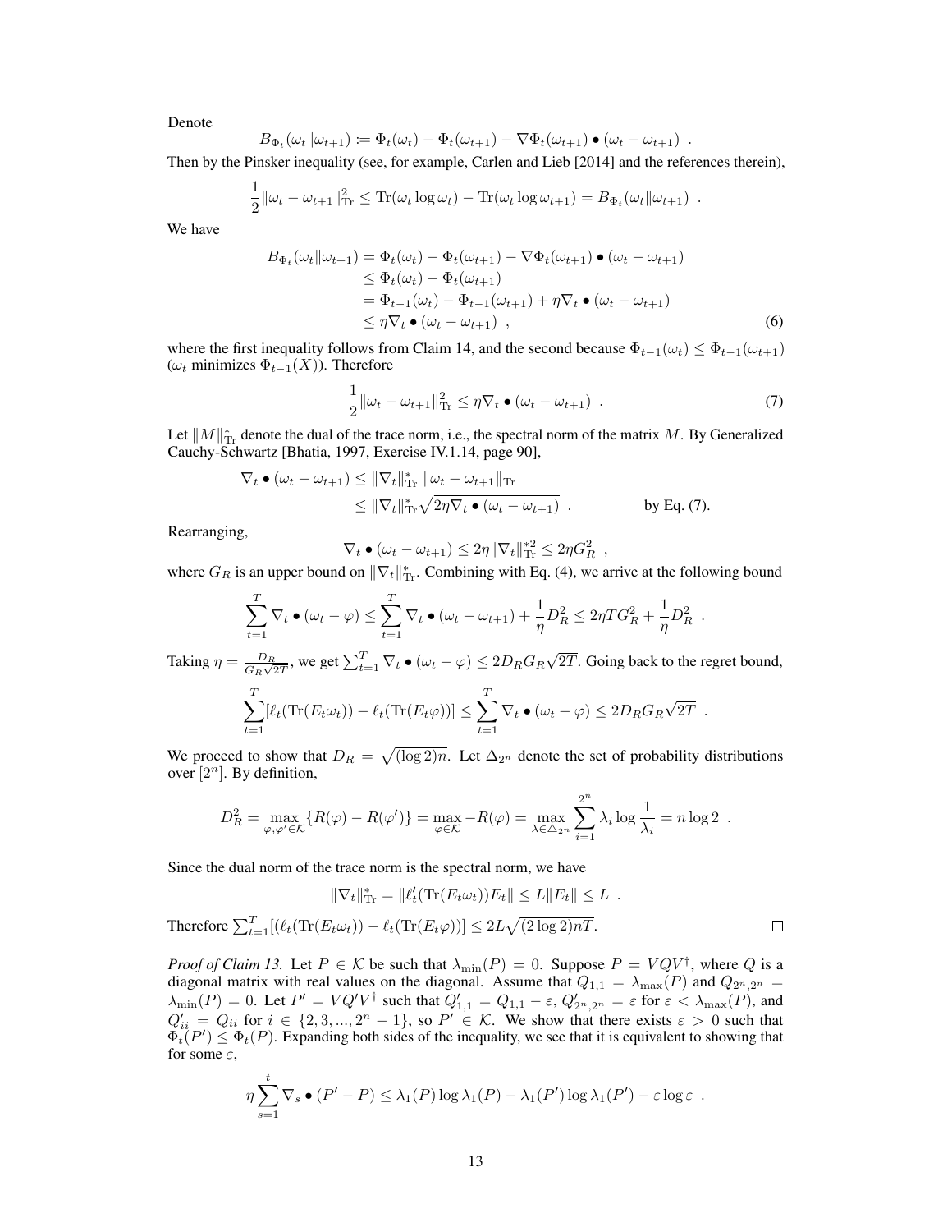Denote

$$B_{\Phi_t}(\omega_t \| \omega_{t+1}) := \Phi_t(\omega_t) - \Phi_t(\omega_{t+1}) - \nabla \Phi_t(\omega_{t+1}) \bullet (\omega_t - \omega_{t+1}) \ .$$

Then by the Pinsker inequality (see, for example, Carlen and Lieb [2014] and the references therein),

$$\frac{1}{2}\|\omega_t - \omega_{t+1}\|_{\mathrm{Tr}}^2 \leq \mathrm{Tr}(\omega_t \log \omega_t) - \mathrm{Tr}(\omega_t \log \omega_{t+1}) = B_{\Phi_t}(\omega_t \| \omega_{t+1}) \ .$$

We have

$$\begin{aligned} B_{\Phi_t}(\omega_t \| \omega_{t+1}) &= \Phi_t(\omega_t) - \Phi_t(\omega_{t+1}) - \nabla \Phi_t(\omega_{t+1}) \bullet (\omega_t - \omega_{t+1}) \\ &\leq \Phi_t(\omega_t) - \Phi_t(\omega_{t+1}) \\ &= \Phi_{t-1}(\omega_t) - \Phi_{t-1}(\omega_{t+1}) + \eta \nabla_t \bullet (\omega_t - \omega_{t+1}) \\ &\leq \eta \nabla_t \bullet (\omega_t - \omega_{t+1}) \ , \end{aligned} \tag{6}$$

where the first inequality follows from Claim 14, and the second because $\Phi_{t-1}(\omega_t) \leq \Phi_{t-1}(\omega_{t+1})$ ($\omega_t$ minimizes $\Phi_{t-1}(X)$). Therefore

$$\frac{1}{2}\|\omega_t - \omega_{t+1}\|_{\mathrm{Tr}}^2 \leq \eta \nabla_t \bullet (\omega_t - \omega_{t+1}) \ . \tag{7}$$

Let $\|M\|_{\mathrm{Tr}}^*$ denote the dual of the trace norm, i.e., the spectral norm of the matrix $M$. By Generalized Cauchy-Schwartz [Bhatia, 1997, Exercise IV.1.14, page 90],

$$\begin{aligned} \nabla_t \bullet (\omega_t - \omega_{t+1}) &\leq \|\nabla_t\|_{\mathrm{Tr}}^* \, \|\omega_t - \omega_{t+1}\|_{\mathrm{Tr}} \\ &\leq \|\nabla_t\|_{\mathrm{Tr}}^* \sqrt{2\eta \nabla_t \bullet (\omega_t - \omega_{t+1})} \ . \qquad \text{by Eq. (7).} \end{aligned}$$

Rearranging,

$$\nabla_t \bullet (\omega_t - \omega_{t+1}) \leq 2\eta \|\nabla_t\|_{\mathrm{Tr}}^{*2} \leq 2\eta G_R^2 \ ,$$

where $G_R$ is an upper bound on $\|\nabla_t\|_{\mathrm{Tr}}^*$. Combining with Eq. (4), we arrive at the following bound

$$\sum_{t=1}^T \nabla_t \bullet (\omega_t - \varphi) \leq \sum_{t=1}^T \nabla_t \bullet (\omega_t - \omega_{t+1}) + \frac{1}{\eta} D_R^2 \leq 2\eta T G_R^2 + \frac{1}{\eta} D_R^2 \ .$$

Taking $\eta = \frac{D_R}{G_R\sqrt{2T}}$, we get $\sum_{t=1}^T \nabla_t \bullet (\omega_t - \varphi) \leq 2D_R G_R \sqrt{2T}$. Going back to the regret bound,

$$\sum_{t=1}^T [\ell_t(\mathrm{Tr}(E_t\omega_t)) - \ell_t(\mathrm{Tr}(E_t\varphi))] \leq \sum_{t=1}^T \nabla_t \bullet (\omega_t - \varphi) \leq 2D_R G_R \sqrt{2T} \ .$$

We proceed to show that $D_R = \sqrt{(\log 2)n}$. Let $\Delta_{2^n}$ denote the set of probability distributions over $[2^n]$. By definition,

$$D_R^2 = \max_{\varphi,\varphi' \in \mathcal{K}} \{R(\varphi) - R(\varphi')\} = \max_{\varphi \in \mathcal{K}} -R(\varphi) = \max_{\lambda \in \triangle_{2^n}} \sum_{i=1}^{2^n} \lambda_i \log \frac{1}{\lambda_i} = n \log 2 \ .$$

Since the dual norm of the trace norm is the spectral norm, we have

$$\|\nabla_t\|_{\mathrm{Tr}}^* = \|\ell_t'(\mathrm{Tr}(E_t\omega_t))E_t\| \leq L\|E_t\| \leq L \ .$$

Therefore $\sum_{t=1}^T [(\ell_t(\mathrm{Tr}(E_t\omega_t)) - \ell_t(\mathrm{Tr}(E_t\varphi))] \leq 2L\sqrt{(2\log 2)nT}$. $\square$

*Proof of Claim 13.* Let $P \in \mathcal{K}$ be such that $\lambda_{\min}(P) = 0$. Suppose $P = VQV^\dagger$, where $Q$ is a diagonal matrix with real values on the diagonal. Assume that $Q_{1,1} = \lambda_{\max}(P)$ and $Q_{2^n,2^n} = \lambda_{\min}(P) = 0$. Let $P' = VQ'V^\dagger$ such that $Q'_{1,1} = Q_{1,1} - \varepsilon$, $Q'_{2^n,2^n} = \varepsilon$ for $\varepsilon < \lambda_{\max}(P)$, and $Q'_{ii} = Q_{ii}$ for $i \in \{2, 3, ..., 2^n - 1\}$, so $P' \in \mathcal{K}$. We show that there exists $\varepsilon > 0$ such that $\Phi_t(P') \leq \Phi_t(P)$. Expanding both sides of the inequality, we see that it is equivalent to showing that for some $\varepsilon$,

$$\eta \sum_{s=1}^t \nabla_s \bullet (P' - P) \leq \lambda_1(P) \log \lambda_1(P) - \lambda_1(P') \log \lambda_1(P') - \varepsilon \log \varepsilon \ .$$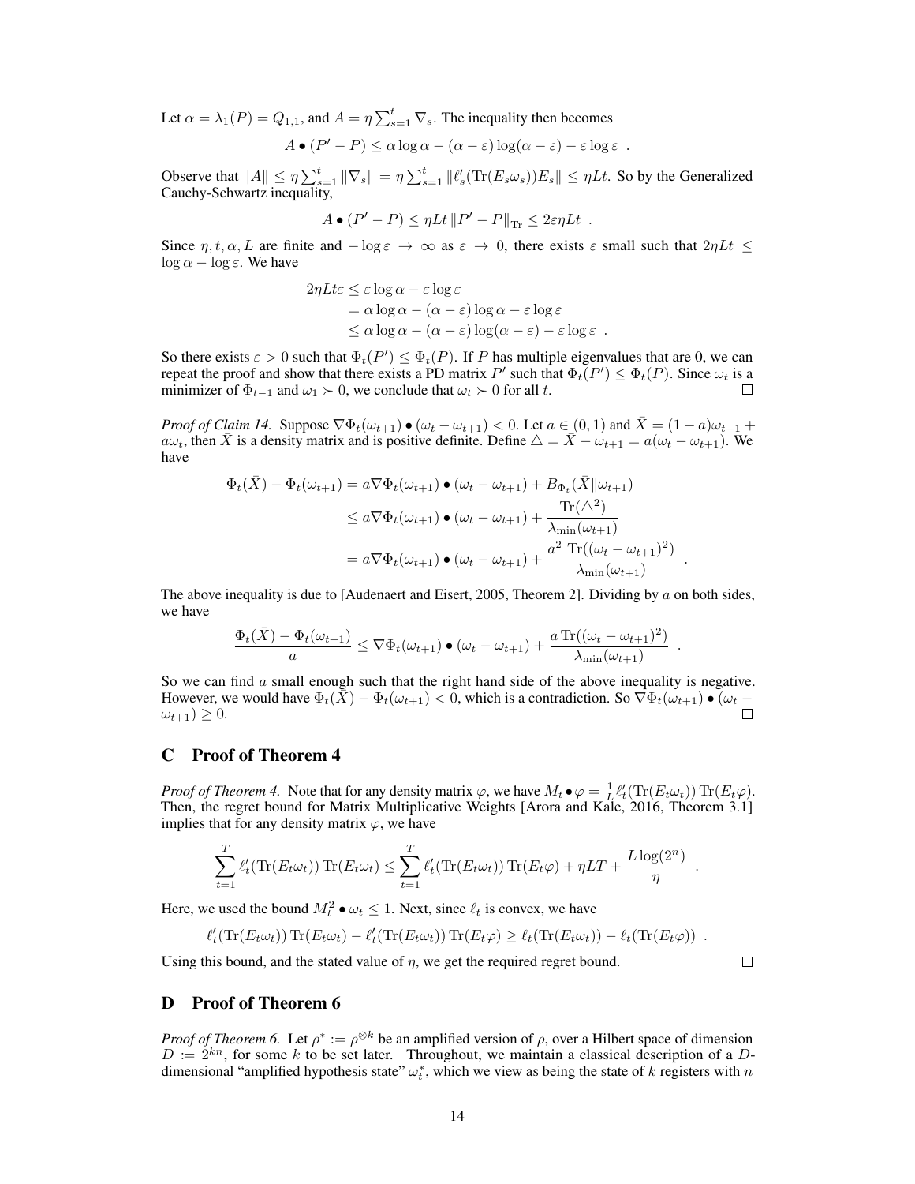Let $\alpha = \lambda_1(P) = Q_{1,1}$, and $A = \eta \sum_{s=1}^{t} \nabla_s$. The inequality then becomes

$$A \bullet (P' - P) \leq \alpha \log \alpha - (\alpha - \varepsilon) \log(\alpha - \varepsilon) - \varepsilon \log \varepsilon \ .$$

Observe that $\|A\| \leq \eta \sum_{s=1}^{t} \|\nabla_s\| = \eta \sum_{s=1}^{t} \|\ell_s'(\mathrm{Tr}(E_s \omega_s)) E_s\| \leq \eta L t$. So by the Generalized Cauchy-Schwartz inequality,

$$A \bullet (P' - P) \leq \eta L t \, \|P' - P\|_{\mathrm{Tr}} \leq 2 \varepsilon \eta L t \ .$$

Since $\eta, t, \alpha, L$ are finite and $-\log \varepsilon \to \infty$ as $\varepsilon \to 0$, there exists $\varepsilon$ small such that $2\eta L t \leq \log \alpha - \log \varepsilon$. We have

$$\begin{aligned}
2\eta L t \varepsilon &\leq \varepsilon \log \alpha - \varepsilon \log \varepsilon \\
&= \alpha \log \alpha - (\alpha - \varepsilon) \log \alpha - \varepsilon \log \varepsilon \\
&\leq \alpha \log \alpha - (\alpha - \varepsilon) \log(\alpha - \varepsilon) - \varepsilon \log \varepsilon \ .
\end{aligned}$$

So there exists $\varepsilon > 0$ such that $\Phi_t(P') \leq \Phi_t(P)$. If $P$ has multiple eigenvalues that are 0, we can repeat the proof and show that there exists a PD matrix $P'$ such that $\Phi_t(P') \leq \Phi_t(P)$. Since $\omega_t$ is a minimizer of $\Phi_{t-1}$ and $\omega_1 \succ 0$, we conclude that $\omega_t \succ 0$ for all $t$. □

*Proof of Claim 14.* Suppose $\nabla \Phi_t(\omega_{t+1}) \bullet (\omega_t - \omega_{t+1}) < 0$. Let $a \in (0, 1)$ and $\bar{X} = (1 - a)\omega_{t+1} + a\omega_t$, then $\bar{X}$ is a density matrix and is positive definite. Define $\triangle = \bar{X} - \omega_{t+1} = a(\omega_t - \omega_{t+1})$. We have

$$\begin{aligned}
\Phi_t(\bar{X}) - \Phi_t(\omega_{t+1}) &= a \nabla \Phi_t(\omega_{t+1}) \bullet (\omega_t - \omega_{t+1}) + B_{\Phi_t}(\bar{X} \| \omega_{t+1}) \\
&\leq a \nabla \Phi_t(\omega_{t+1}) \bullet (\omega_t - \omega_{t+1}) + \frac{\mathrm{Tr}(\triangle^2)}{\lambda_{\min}(\omega_{t+1})} \\
&= a \nabla \Phi_t(\omega_{t+1}) \bullet (\omega_t - \omega_{t+1}) + \frac{a^2 \ \mathrm{Tr}((\omega_t - \omega_{t+1})^2)}{\lambda_{\min}(\omega_{t+1})} \ .
\end{aligned}$$

The above inequality is due to [Audenaert and Eisert, 2005, Theorem 2]. Dividing by $a$ on both sides, we have

$$\frac{\Phi_t(\bar{X}) - \Phi_t(\omega_{t+1})}{a} \leq \nabla \Phi_t(\omega_{t+1}) \bullet (\omega_t - \omega_{t+1}) + \frac{a \, \mathrm{Tr}((\omega_t - \omega_{t+1})^2)}{\lambda_{\min}(\omega_{t+1})} \ .$$

So we can find $a$ small enough such that the right hand side of the above inequality is negative. However, we would have $\Phi_t(\bar{X}) - \Phi_t(\omega_{t+1}) < 0$, which is a contradiction. So $\nabla \Phi_t(\omega_{t+1}) \bullet (\omega_t - \omega_{t+1}) \geq 0$. □

## C Proof of Theorem 4

*Proof of Theorem 4.* Note that for any density matrix $\varphi$, we have $M_t \bullet \varphi = \frac{1}{L} \ell_t'(\mathrm{Tr}(E_t \omega_t)) \, \mathrm{Tr}(E_t \varphi)$. Then, the regret bound for Matrix Multiplicative Weights [Arora and Kale, 2016, Theorem 3.1] implies that for any density matrix $\varphi$, we have

$$\sum_{t=1}^{T} \ell_t'(\mathrm{Tr}(E_t \omega_t)) \, \mathrm{Tr}(E_t \omega_t) \leq \sum_{t=1}^{T} \ell_t'(\mathrm{Tr}(E_t \omega_t)) \, \mathrm{Tr}(E_t \varphi) + \eta L T + \frac{L \log(2^n)}{\eta} \ .$$

Here, we used the bound $M_t^2 \bullet \omega_t \leq 1$. Next, since $\ell_t$ is convex, we have

$$\ell_t'(\mathrm{Tr}(E_t \omega_t)) \, \mathrm{Tr}(E_t \omega_t) - \ell_t'(\mathrm{Tr}(E_t \omega_t)) \, \mathrm{Tr}(E_t \varphi) \geq \ell_t(\mathrm{Tr}(E_t \omega_t)) - \ell_t(\mathrm{Tr}(E_t \varphi)) \ .$$

Using this bound, and the stated value of $\eta$, we get the required regret bound. □

## D Proof of Theorem 6

*Proof of Theorem 6.* Let $\rho^* := \rho^{\otimes k}$ be an amplified version of $\rho$, over a Hilbert space of dimension $D := 2^{kn}$, for some $k$ to be set later. Throughout, we maintain a classical description of a $D$-dimensional "amplified hypothesis state" $\omega_t^*$, which we view as being the state of $k$ registers with $n$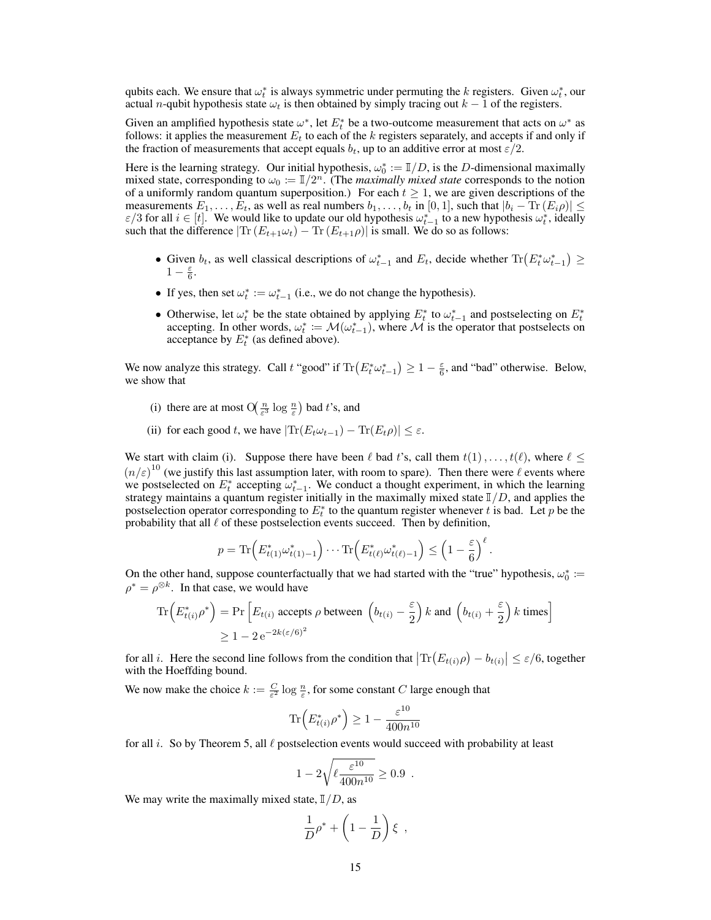qubits each. We ensure that $\omega_t^*$ is always symmetric under permuting the $k$ registers. Given $\omega_t^*$, our actual $n$-qubit hypothesis state $\omega_t$ is then obtained by simply tracing out $k-1$ of the registers.

Given an amplified hypothesis state $\omega^*$, let $E_t^*$ be a two-outcome measurement that acts on $\omega^*$ as follows: it applies the measurement $E_t$ to each of the $k$ registers separately, and accepts if and only if the fraction of measurements that accept equals $b_t$, up to an additive error at most $\varepsilon/2$.

Here is the learning strategy. Our initial hypothesis, $\omega_0^* := \mathbb{I}/D$, is the $D$-dimensional maximally mixed state, corresponding to $\omega_0 := \mathbb{I}/2^n$. (The *maximally mixed state* corresponds to the notion of a uniformly random quantum superposition.) For each $t \geq 1$, we are given descriptions of the measurements $E_1, \ldots, E_t$, as well as real numbers $b_1, \ldots, b_t$ in $[0,1]$, such that $|b_i - \mathrm{Tr}(E_i \rho)| \leq \varepsilon/3$ for all $i \in [t]$. We would like to update our old hypothesis $\omega_{t-1}^*$ to a new hypothesis $\omega_t^*$, ideally such that the difference $|\mathrm{Tr}(E_{t+1}\omega_t) - \mathrm{Tr}(E_{t+1}\rho)|$ is small. We do so as follows:

- Given $b_t$, as well classical descriptions of $\omega_{t-1}^*$ and $E_t$, decide whether $\mathrm{Tr}\big(E_t^* \omega_{t-1}^*\big) \geq 1 - \frac{\varepsilon}{6}$.
- If yes, then set $\omega_t^* := \omega_{t-1}^*$ (i.e., we do not change the hypothesis).
- Otherwise, let $\omega_t^*$ be the state obtained by applying $E_t^*$ to $\omega_{t-1}^*$ and postselecting on $E_t^*$ accepting. In other words, $\omega_t^* := \mathcal{M}(\omega_{t-1}^*)$, where $\mathcal{M}$ is the operator that postselects on acceptance by $E_t^*$ (as defined above).

We now analyze this strategy. Call $t$ "good" if $\mathrm{Tr}\big(E_t^* \omega_{t-1}^*\big) \geq 1 - \frac{\varepsilon}{6}$, and "bad" otherwise. Below, we show that

(i) there are at most $\mathrm{O}\big(\frac{n}{\varepsilon^3} \log \frac{n}{\varepsilon}\big)$ bad $t$'s, and

(ii) for each good $t$, we have $|\mathrm{Tr}(E_t \omega_{t-1}) - \mathrm{Tr}(E_t \rho)| \leq \varepsilon$.

We start with claim (i). Suppose there have been $\ell$ bad $t$'s, call them $t(1), \ldots, t(\ell)$, where $\ell \leq (n/\varepsilon)^{10}$ (we justify this last assumption later, with room to spare). Then there were $\ell$ events where we postselected on $E_t^*$ accepting $\omega_{t-1}^*$. We conduct a thought experiment, in which the learning strategy maintains a quantum register initially in the maximally mixed state $\mathbb{I}/D$, and applies the postselection operator corresponding to $E_t^*$ to the quantum register whenever $t$ is bad. Let $p$ be the probability that all $\ell$ of these postselection events succeed. Then by definition,

$$p = \mathrm{Tr}\Big(E_{t(1)}^* \omega_{t(1)-1}^*\Big) \cdots \mathrm{Tr}\Big(E_{t(\ell)}^* \omega_{t(\ell)-1}^*\Big) \leq \Big(1 - \frac{\varepsilon}{6}\Big)^{\ell}.$$

On the other hand, suppose counterfactually that we had started with the "true" hypothesis, $\omega_0^* := \rho^* = \rho^{\otimes k}$. In that case, we would have

$$\begin{aligned}\mathrm{Tr}\Big(E_{t(i)}^* \rho^*\Big) &= \Pr\Big[E_{t(i)} \text{ accepts } \rho \text{ between } \Big(b_{t(i)} - \frac{\varepsilon}{2}\Big)k \text{ and } \Big(b_{t(i)} + \frac{\varepsilon}{2}\Big)k \text{ times}\Big] \\ &\geq 1 - 2\,\mathrm{e}^{-2k(\varepsilon/6)^2}\end{aligned}$$

for all $i$. Here the second line follows from the condition that $\big|\mathrm{Tr}\big(E_{t(i)}\rho\big) - b_{t(i)}\big| \leq \varepsilon/6$, together with the Hoeffding bound.

We now make the choice $k := \frac{C}{\varepsilon^2} \log \frac{n}{\varepsilon}$, for some constant $C$ large enough that

$$\mathrm{Tr}\Big(E_{t(i)}^* \rho^*\Big) \geq 1 - \frac{\varepsilon^{10}}{400 n^{10}}$$

for all $i$. So by Theorem 5, all $\ell$ postselection events would succeed with probability at least

$$1 - 2\sqrt{\ell \frac{\varepsilon^{10}}{400 n^{10}}} \geq 0.9 \ .$$

We may write the maximally mixed state, $\mathbb{I}/D$, as

$$\frac{1}{D}\rho^* + \Big(1 - \frac{1}{D}\Big)\,\xi \ ,$$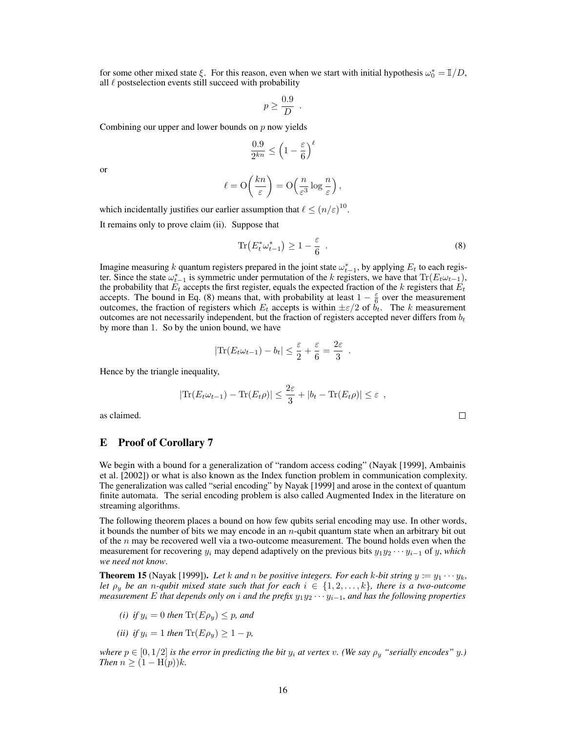for some other mixed state $\xi$. For this reason, even when we start with initial hypothesis $\omega_0^* = \mathbb{I}/D$, all $\ell$ postselection events still succeed with probability

$$p \geq \frac{0.9}{D} \ .$$

Combining our upper and lower bounds on $p$ now yields

$$\frac{0.9}{2^{kn}} \leq \left(1 - \frac{\varepsilon}{6}\right)^{\ell}$$

or

$$\ell = \mathrm{O}\left(\frac{kn}{\varepsilon}\right) = \mathrm{O}\left(\frac{n}{\varepsilon^3} \log \frac{n}{\varepsilon}\right),$$

which incidentally justifies our earlier assumption that $\ell \leq (n/\varepsilon)^{10}$.

It remains only to prove claim (ii). Suppose that

$$\mathrm{Tr}\big(E_t^* \omega_{t-1}^*\big) \geq 1 - \frac{\varepsilon}{6} \ . \tag{8}$$

Imagine measuring $k$ quantum registers prepared in the joint state $\omega_{t-1}^*$, by applying $E_t$ to each register. Since the state $\omega_{t-1}^*$ is symmetric under permutation of the $k$ registers, we have that $\mathrm{Tr}(E_t \omega_{t-1})$, the probability that $E_t$ accepts the first register, equals the expected fraction of the $k$ registers that $E_t$ accepts. The bound in Eq. (8) means that, with probability at least $1 - \frac{\varepsilon}{6}$ over the measurement outcomes, the fraction of registers which $E_t$ accepts is within $\pm\varepsilon/2$ of $b_t$. The $k$ measurement outcomes are not necessarily independent, but the fraction of registers accepted never differs from $b_t$ by more than 1. So by the union bound, we have

$$|\mathrm{Tr}(E_t \omega_{t-1}) - b_t| \leq \frac{\varepsilon}{2} + \frac{\varepsilon}{6} = \frac{2\varepsilon}{3} \ .$$

Hence by the triangle inequality,

$$|\mathrm{Tr}(E_t \omega_{t-1}) - \mathrm{Tr}(E_t \rho)| \leq \frac{2\varepsilon}{3} + |b_t - \mathrm{Tr}(E_t \rho)| \leq \varepsilon \ ,$$

as claimed. $\square$

## E Proof of Corollary 7

We begin with a bound for a generalization of "random access coding" (Nayak [1999], Ambainis et al. [2002]) or what is also known as the Index function problem in communication complexity. The generalization was called "serial encoding" by Nayak [1999] and arose in the context of quantum finite automata. The serial encoding problem is also called Augmented Index in the literature on streaming algorithms.

The following theorem places a bound on how few qubits serial encoding may use. In other words, it bounds the number of bits we may encode in an $n$-qubit quantum state when an arbitrary bit out of the $n$ may be recovered well via a two-outcome measurement. The bound holds even when the measurement for recovering $y_i$ may depend adaptively on the previous bits $y_1 y_2 \cdots y_{i-1}$ of $y$, *which we need not know*.

**Theorem 15** (Nayak [1999])**.** *Let $k$ and $n$ be positive integers. For each $k$-bit string $y := y_1 \cdots y_k$, let $\rho_y$ be an $n$-qubit mixed state such that for each $i \in \{1, 2, \ldots, k\}$, there is a two-outcome measurement $E$ that depends only on $i$ and the prefix $y_1 y_2 \cdots y_{i-1}$, and has the following properties*

*(i) if $y_i = 0$ then $\mathrm{Tr}(E\rho_y) \leq p$, and*

*(ii) if $y_i = 1$ then $\mathrm{Tr}(E\rho_y) \geq 1 - p$,*

*where $p \in [0, 1/2]$ is the error in predicting the bit $y_i$ at vertex $v$. (We say $\rho_y$ "serially encodes" $y$.) Then $n \geq (1 - \mathrm{H}(p))k$.*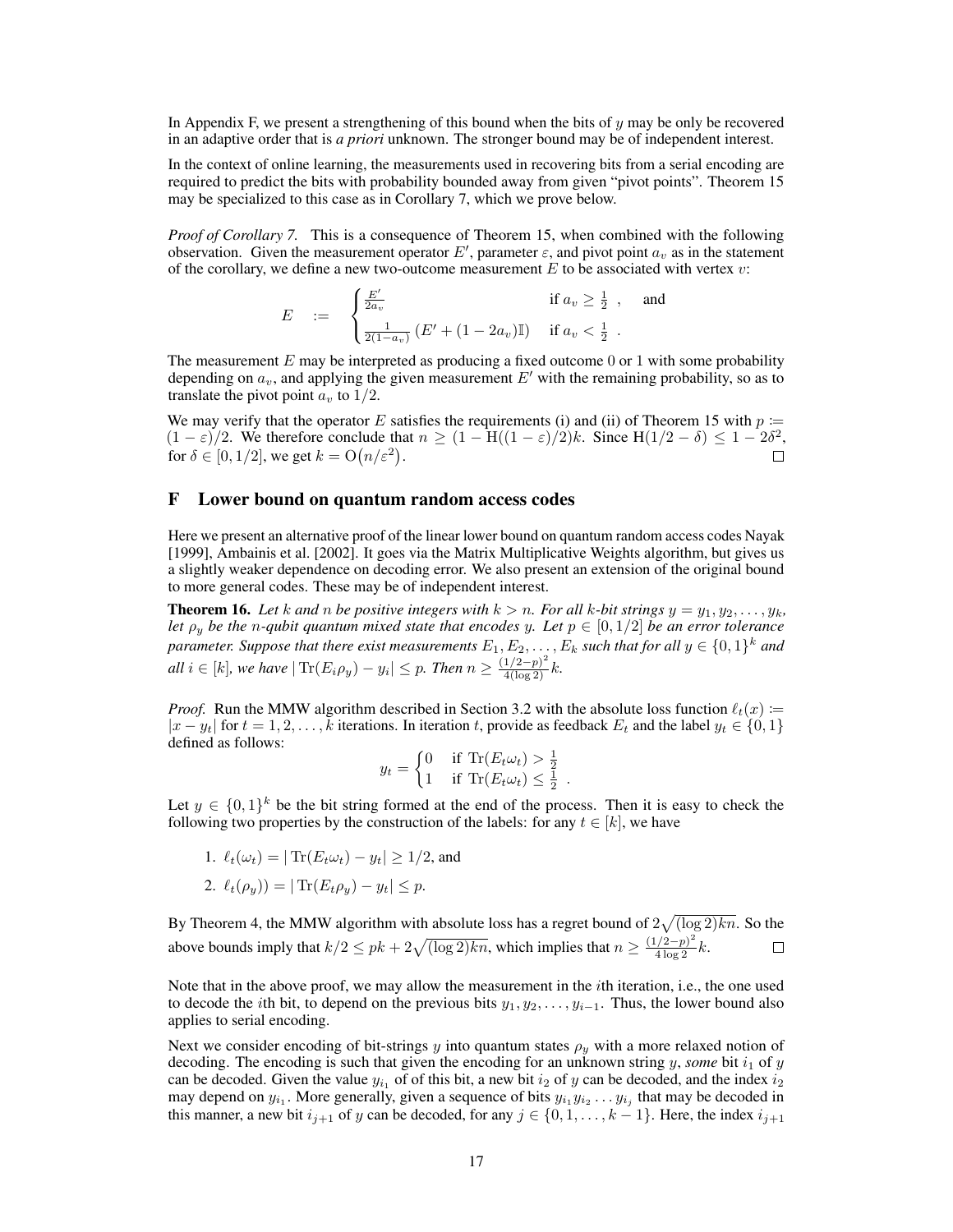In Appendix F, we present a strengthening of this bound when the bits of $y$ may be only be recovered in an adaptive order that is *a priori* unknown. The stronger bound may be of independent interest.

In the context of online learning, the measurements used in recovering bits from a serial encoding are required to predict the bits with probability bounded away from given "pivot points". Theorem 15 may be specialized to this case as in Corollary 7, which we prove below.

*Proof of Corollary 7.* This is a consequence of Theorem 15, when combined with the following observation. Given the measurement operator $E'$, parameter $\varepsilon$, and pivot point $a_v$ as in the statement of the corollary, we define a new two-outcome measurement $E$ to be associated with vertex $v$:

$$E \quad := \quad \begin{cases} \frac{E'}{2a_v} & \text{if } a_v \geq \frac{1}{2} \ , \quad \text{and} \\ \frac{1}{2(1-a_v)} \left( E' + (1-2a_v)\mathbb{I} \right) & \text{if } a_v < \frac{1}{2} \ . \end{cases}$$

The measurement $E$ may be interpreted as producing a fixed outcome 0 or 1 with some probability depending on $a_v$, and applying the given measurement $E'$ with the remaining probability, so as to translate the pivot point $a_v$ to $1/2$.

We may verify that the operator $E$ satisfies the requirements (i) and (ii) of Theorem 15 with $p := (1-\varepsilon)/2$. We therefore conclude that $n \geq (1 - \mathrm{H}((1-\varepsilon)/2)k$. Since $\mathrm{H}(1/2 - \delta) \leq 1 - 2\delta^2$, for $\delta \in [0, 1/2]$, we get $k = \mathrm{O}\big(n/\varepsilon^2\big)$. $\square$

## F Lower bound on quantum random access codes

Here we present an alternative proof of the linear lower bound on quantum random access codes Nayak [1999], Ambainis et al. [2002]. It goes via the Matrix Multiplicative Weights algorithm, but gives us a slightly weaker dependence on decoding error. We also present an extension of the original bound to more general codes. These may be of independent interest.

**Theorem 16.** *Let $k$ and $n$ be positive integers with $k > n$. For all $k$-bit strings $y = y_1, y_2, \ldots, y_k$, let $\rho_y$ be the $n$-qubit quantum mixed state that encodes $y$. Let $p \in [0, 1/2]$ be an error tolerance parameter. Suppose that there exist measurements $E_1, E_2, \ldots, E_k$ such that for all $y \in \{0,1\}^k$ and all $i \in [k]$, we have $|\operatorname{Tr}(E_i \rho_y) - y_i| \leq p$. Then $n \geq \frac{(1/2-p)^2}{4(\log 2)} k$.*

*Proof.* Run the MMW algorithm described in Section 3.2 with the absolute loss function $\ell_t(x) := |x - y_t|$ for $t = 1, 2, \ldots, k$ iterations. In iteration $t$, provide as feedback $E_t$ and the label $y_t \in \{0, 1\}$ defined as follows:

$$y_t = \begin{cases} 0 & \text{if } \operatorname{Tr}(E_t \omega_t) > \frac{1}{2} \\ 1 & \text{if } \operatorname{Tr}(E_t \omega_t) \leq \frac{1}{2} \ . \end{cases}$$

Let $y \in \{0,1\}^k$ be the bit string formed at the end of the process. Then it is easy to check the following two properties by the construction of the labels: for any $t \in [k]$, we have

1. $\ell_t(\omega_t) = |\operatorname{Tr}(E_t \omega_t) - y_t| \geq 1/2$, and
2. $\ell_t(\rho_y)) = |\operatorname{Tr}(E_t \rho_y) - y_t| \leq p$.

By Theorem 4, the MMW algorithm with absolute loss has a regret bound of $2\sqrt{(\log 2)kn}$. So the above bounds imply that $k/2 \leq pk + 2\sqrt{(\log 2)kn}$, which implies that $n \geq \frac{(1/2-p)^2}{4 \log 2} k$. $\square$

Note that in the above proof, we may allow the measurement in the $i$th iteration, i.e., the one used to decode the $i$th bit, to depend on the previous bits $y_1, y_2, \ldots, y_{i-1}$. Thus, the lower bound also applies to serial encoding.

Next we consider encoding of bit-strings $y$ into quantum states $\rho_y$ with a more relaxed notion of decoding. The encoding is such that given the encoding for an unknown string $y$, *some* bit $i_1$ of $y$ can be decoded. Given the value $y_{i_1}$ of of this bit, a new bit $i_2$ of $y$ can be decoded, and the index $i_2$ may depend on $y_{i_1}$. More generally, given a sequence of bits $y_{i_1} y_{i_2} \ldots y_{i_j}$ that may be decoded in this manner, a new bit $i_{j+1}$ of $y$ can be decoded, for any $j \in \{0, 1, \ldots, k-1\}$. Here, the index $i_{j+1}$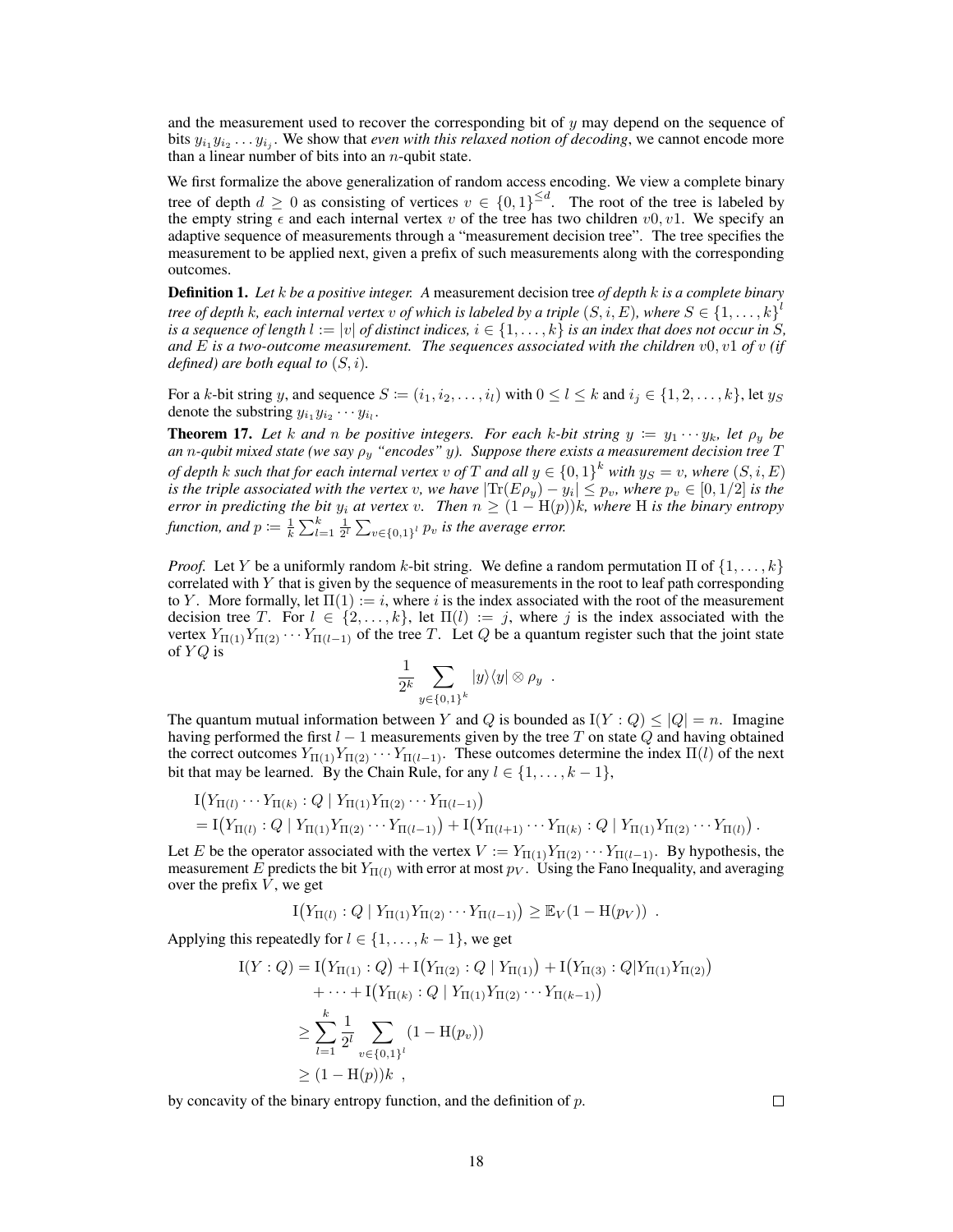and the measurement used to recover the corresponding bit of $y$ may depend on the sequence of bits $y_{i_1} y_{i_2} \dots y_{i_j}$. We show that *even with this relaxed notion of decoding*, we cannot encode more than a linear number of bits into an $n$-qubit state.

We first formalize the above generalization of random access encoding. We view a complete binary tree of depth $d \geq 0$ as consisting of vertices $v \in \{0,1\}^{\leq d}$. The root of the tree is labeled by the empty string $\epsilon$ and each internal vertex $v$ of the tree has two children $v0, v1$. We specify an adaptive sequence of measurements through a "measurement decision tree". The tree specifies the measurement to be applied next, given a prefix of such measurements along with the corresponding outcomes.

**Definition 1.** *Let $k$ be a positive integer. A* measurement decision tree *of depth $k$ is a complete binary tree of depth $k$, each internal vertex $v$ of which is labeled by a triple $(S, i, E)$, where $S \in \{1, \dots, k\}^l$ is a sequence of length $l := |v|$ of distinct indices, $i \in \{1, \dots, k\}$ is an index that does not occur in $S$, and $E$ is a two-outcome measurement. The sequences associated with the children $v0, v1$ of $v$ (if defined) are both equal to $(S, i)$.*

For a $k$-bit string $y$, and sequence $S := (i_1, i_2, \dots, i_l)$ with $0 \leq l \leq k$ and $i_j \in \{1, 2, \dots, k\}$, let $y_S$ denote the substring $y_{i_1} y_{i_2} \cdots y_{i_l}$.

**Theorem 17.** *Let $k$ and $n$ be positive integers. For each $k$-bit string $y := y_1 \cdots y_k$, let $\rho_y$ be an $n$-qubit mixed state (we say $\rho_y$ "encodes" $y$). Suppose there exists a measurement decision tree $T$ of depth $k$ such that for each internal vertex $v$ of $T$ and all $y \in \{0,1\}^k$ with $y_S = v$, where $(S, i, E)$ is the triple associated with the vertex $v$, we have $|\mathrm{Tr}(E\rho_y) - y_i| \leq p_v$, where $p_v \in [0, 1/2]$ is the error in predicting the bit $y_i$ at vertex $v$. Then $n \geq (1 - \mathrm{H}(p))k$, where $\mathrm{H}$ is the binary entropy function, and $p := \frac{1}{k}\sum_{l=1}^{k} \frac{1}{2^l} \sum_{v \in \{0,1\}^l} p_v$ is the average error.*

*Proof.* Let $Y$ be a uniformly random $k$-bit string. We define a random permutation $\Pi$ of $\{1, \dots, k\}$ correlated with $Y$ that is given by the sequence of measurements in the root to leaf path corresponding to $Y$. More formally, let $\Pi(1) := i$, where $i$ is the index associated with the root of the measurement decision tree $T$. For $l \in \{2, \dots, k\}$, let $\Pi(l) := j$, where $j$ is the index associated with the vertex $Y_{\Pi(1)} Y_{\Pi(2)} \cdots Y_{\Pi(l-1)}$ of the tree $T$. Let $Q$ be a quantum register such that the joint state of $YQ$ is

$$\frac{1}{2^k} \sum_{y \in \{0,1\}^k} |y\rangle\langle y| \otimes \rho_y \ .$$

The quantum mutual information between $Y$ and $Q$ is bounded as $\mathrm{I}(Y : Q) \leq |Q| = n$. Imagine having performed the first $l - 1$ measurements given by the tree $T$ on state $Q$ and having obtained the correct outcomes $Y_{\Pi(1)} Y_{\Pi(2)} \cdots Y_{\Pi(l-1)}$. These outcomes determine the index $\Pi(l)$ of the next bit that may be learned. By the Chain Rule, for any $l \in \{1, \dots, k-1\}$,

$$\begin{aligned}
&\mathrm{I}\big(Y_{\Pi(l)} \cdots Y_{\Pi(k)} : Q \mid Y_{\Pi(1)} Y_{\Pi(2)} \cdots Y_{\Pi(l-1)}\big) \\
&= \mathrm{I}\big(Y_{\Pi(l)} : Q \mid Y_{\Pi(1)} Y_{\Pi(2)} \cdots Y_{\Pi(l-1)}\big) + \mathrm{I}\big(Y_{\Pi(l+1)} \cdots Y_{\Pi(k)} : Q \mid Y_{\Pi(1)} Y_{\Pi(2)} \cdots Y_{\Pi(l)}\big) \ .
\end{aligned}$$

Let $E$ be the operator associated with the vertex $V := Y_{\Pi(1)} Y_{\Pi(2)} \cdots Y_{\Pi(l-1)}$. By hypothesis, the measurement $E$ predicts the bit $Y_{\Pi(l)}$ with error at most $p_V$. Using the Fano Inequality, and averaging over the prefix $V$, we get

$$\mathrm{I}\big(Y_{\Pi(l)} : Q \mid Y_{\Pi(1)} Y_{\Pi(2)} \cdots Y_{\Pi(l-1)}\big) \geq \mathbb{E}_V (1 - \mathrm{H}(p_V)) \ .$$

Applying this repeatedly for $l \in \{1, \dots, k-1\}$, we get

$$\begin{aligned}
\mathrm{I}(Y : Q) &= \mathrm{I}\big(Y_{\Pi(1)} : Q\big) + \mathrm{I}\big(Y_{\Pi(2)} : Q \mid Y_{\Pi(1)}\big) + \mathrm{I}\big(Y_{\Pi(3)} : Q | Y_{\Pi(1)} Y_{\Pi(2)}\big) \\
&\quad + \cdots + \mathrm{I}\big(Y_{\Pi(k)} : Q \mid Y_{\Pi(1)} Y_{\Pi(2)} \cdots Y_{\Pi(k-1)}\big) \\
&\geq \sum_{l=1}^{k} \frac{1}{2^l} \sum_{v \in \{0,1\}^l} (1 - \mathrm{H}(p_v)) \\
&\geq (1 - \mathrm{H}(p))k \ ,
\end{aligned}$$

by concavity of the binary entropy function, and the definition of $p$. □